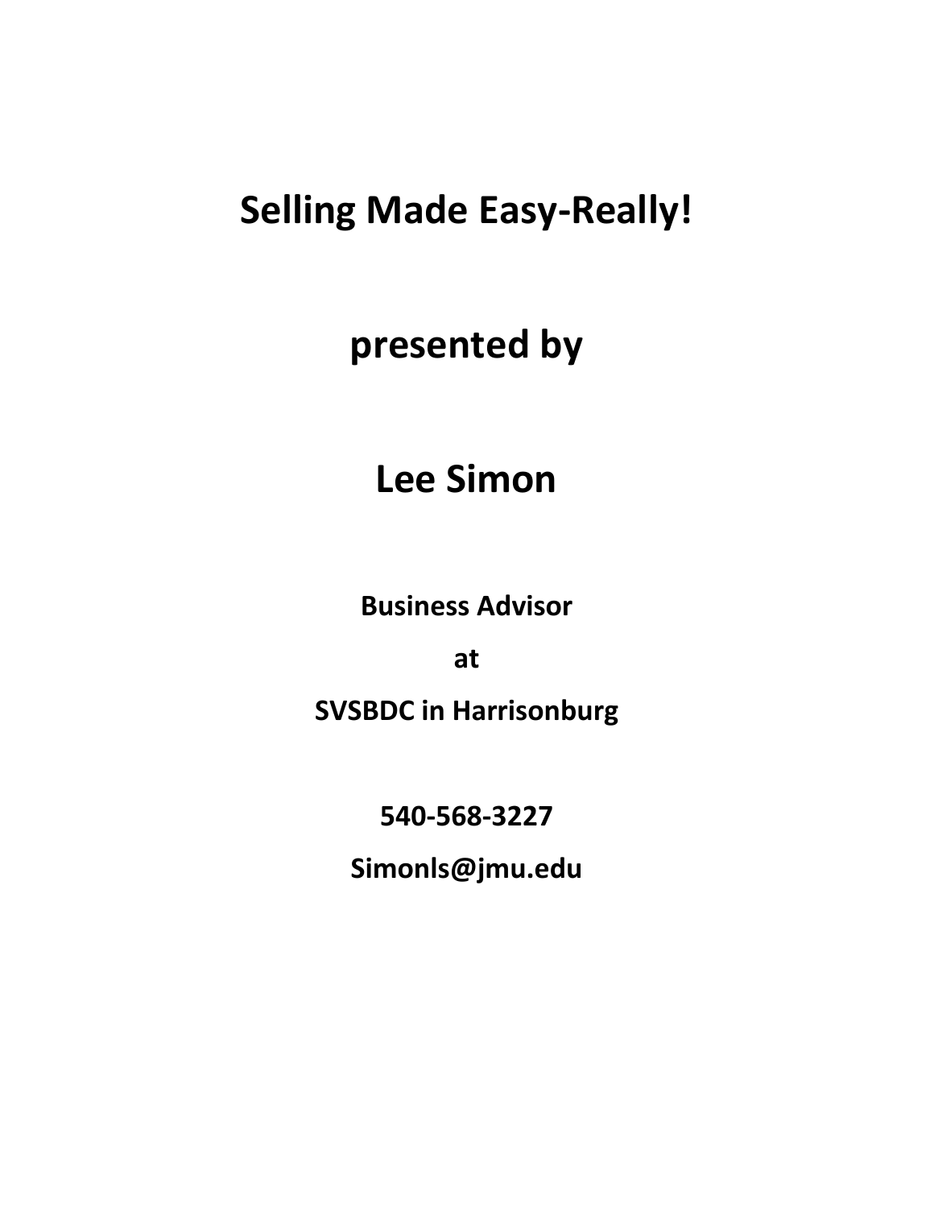# Selling Made Easy-Really!

## presented by

## Lee Simon

**Business Advisor**

**at**

**SVSBDC in Harrisonburg**

**540-568-3227**

**Simonls@jmu.edu**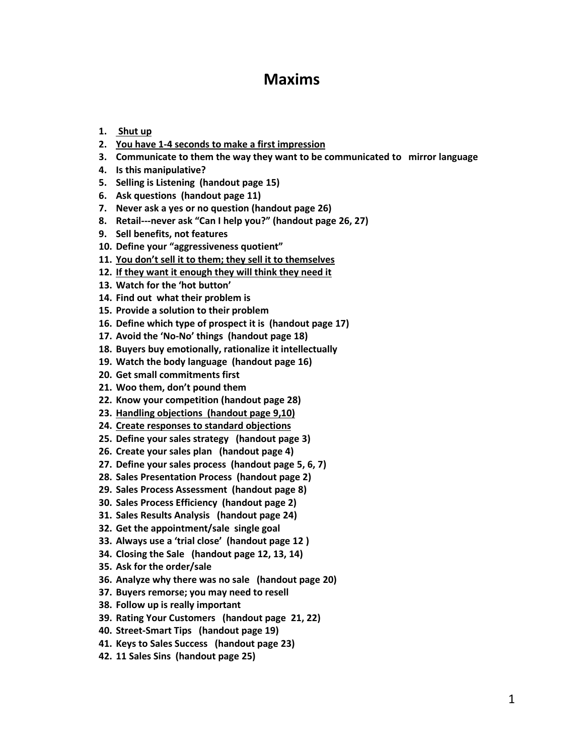# Maxims

1. **<u>Shut up</u>**
2. **<u>You have 1-4 seconds to make a first impression</u>**
3. **Communicate to them the way they want to be communicated to   mirror language**
4. **Is this manipulative?**
5. **Selling is Listening  (handout page 15)**
6. **Ask questions  (handout page 11)**
7. **Never ask a yes or no question (handout page 26)**
8. **Retail---never ask "Can I help you?" (handout page 26, 27)**
9. **Sell benefits, not features**
10. **Define your "aggressiveness quotient"**
11. **<u>You don't sell it to them; they sell it to themselves</u>**
12. **<u>If they want it enough they will think they need it</u>**
13. **Watch for the 'hot button'**
14. **Find out  what their problem is**
15. **Provide a solution to their problem**
16. **Define which type of prospect it is  (handout page 17)**
17. **Avoid the 'No-No' things  (handout page 18)**
18. **Buyers buy emotionally, rationalize it intellectually**
19. **Watch the body language  (handout page 16)**
20. **Get small commitments first**
21. **Woo them, don't pound them**
22. **Know your competition (handout page 28)**
23. **<u>Handling objections  (handout page 9,10)</u>**
24. **<u>Create responses to standard objections</u>**
25. **Define your sales strategy   (handout page 3)**
26. **Create your sales plan   (handout page 4)**
27. **Define your sales process  (handout page 5, 6, 7)**
28. **Sales Presentation Process  (handout page 2)**
29. **Sales Process Assessment  (handout page 8)**
30. **Sales Process Efficiency  (handout page 2)**
31. **Sales Results Analysis   (handout page 24)**
32. **Get the appointment/sale  single goal**
33. **Always use a 'trial close'  (handout page 12 )**
34. **Closing the Sale   (handout page 12, 13, 14)**
35. **Ask for the order/sale**
36. **Analyze why there was no sale   (handout page 20)**
37. **Buyers remorse; you may need to resell**
38. **Follow up is really important**
39. **Rating Your Customers   (handout page  21, 22)**
40. **Street-Smart Tips   (handout page 19)**
41. **Keys to Sales Success   (handout page 23)**
42. **11 Sales Sins  (handout page 25)**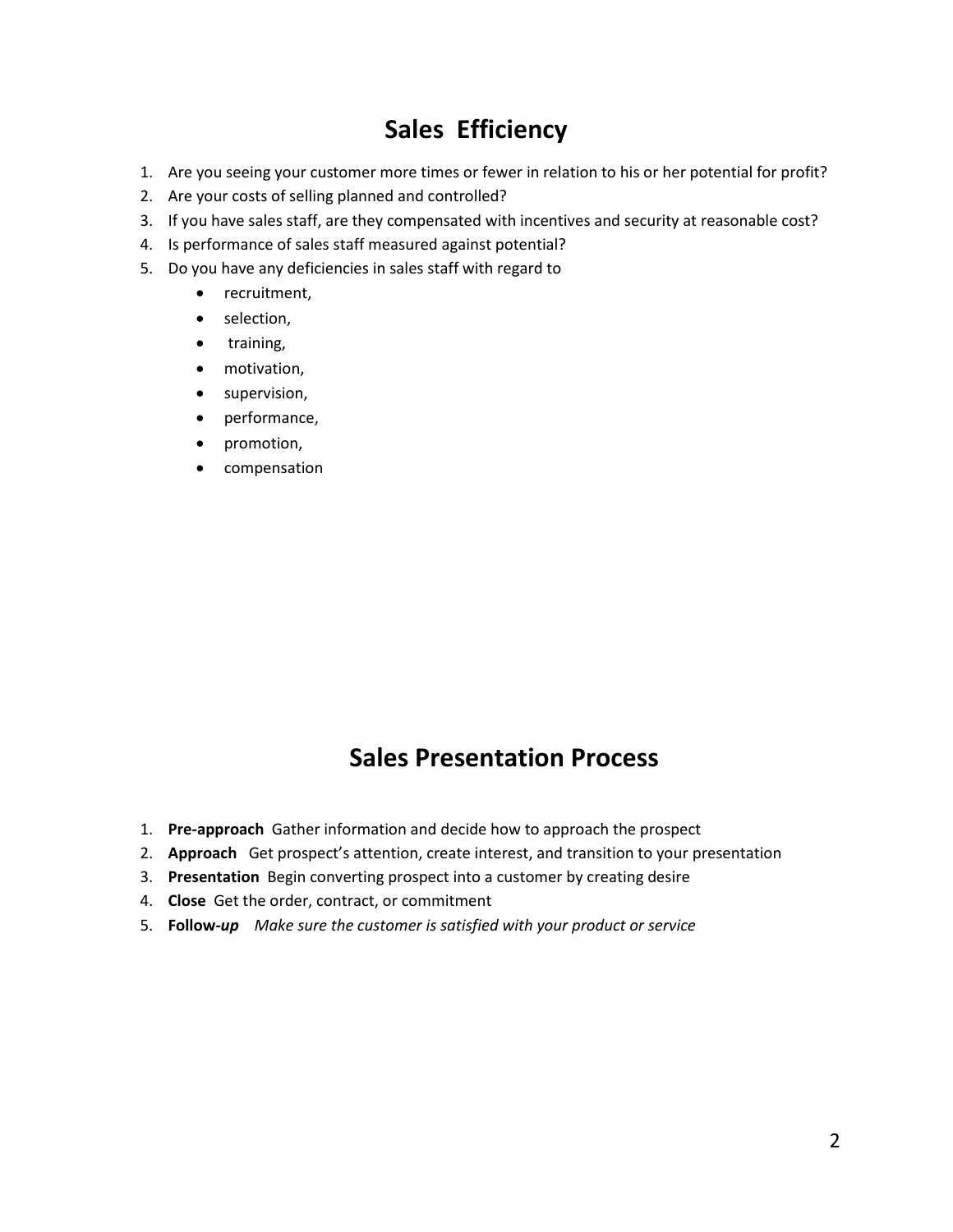# Sales Efficiency

1. Are you seeing your customer more times or fewer in relation to his or her potential for profit?
2. Are your costs of selling planned and controlled?
3. If you have sales staff, are they compensated with incentives and security at reasonable cost?
4. Is performance of sales staff measured against potential?
5. Do you have any deficiencies in sales staff with regard to
    - recruitment,
    - selection,
    - training,
    - motivation,
    - supervision,
    - performance,
    - promotion,
    - compensation

# Sales Presentation Process

1. **Pre-approach** Gather information and decide how to approach the prospect
2. **Approach** Get prospect's attention, create interest, and transition to your presentation
3. **Presentation** Begin converting prospect into a customer by creating desire
4. **Close** Get the order, contract, or commitment
5. **Follow-*up*** *Make sure the customer is satisfied with your product or service*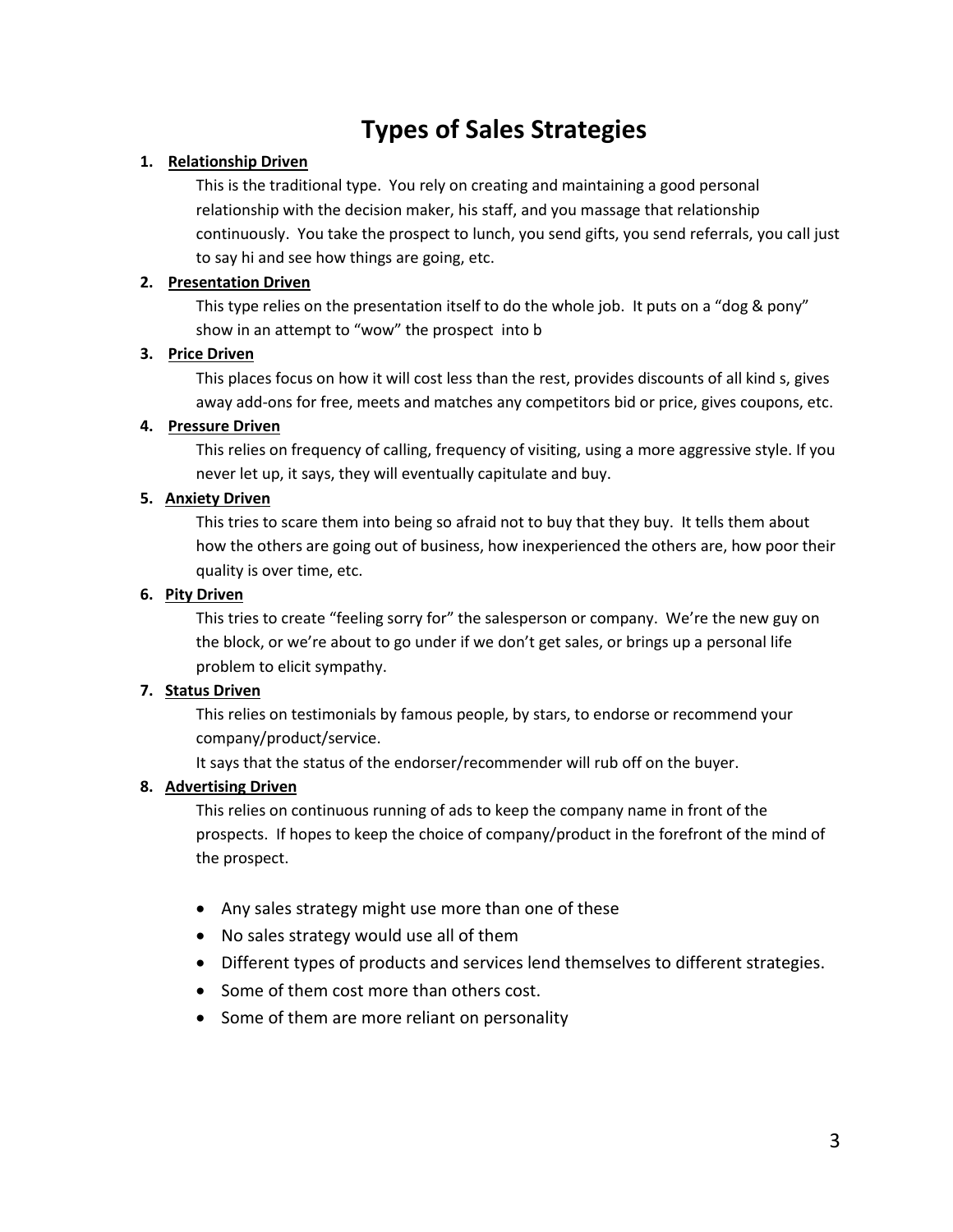# Types of Sales Strategies

1. **Relationship Driven**

   This is the traditional type. You rely on creating and maintaining a good personal relationship with the decision maker, his staff, and you massage that relationship continuously. You take the prospect to lunch, you send gifts, you send referrals, you call just to say hi and see how things are going, etc.

2. **Presentation Driven**

   This type relies on the presentation itself to do the whole job. It puts on a "dog & pony" show in an attempt to "wow" the prospect into b

3. **Price Driven**

   This places focus on how it will cost less than the rest, provides discounts of all kind s, gives away add-ons for free, meets and matches any competitors bid or price, gives coupons, etc.

4. **Pressure Driven**

   This relies on frequency of calling, frequency of visiting, using a more aggressive style. If you never let up, it says, they will eventually capitulate and buy.

5. **Anxiety Driven**

   This tries to scare them into being so afraid not to buy that they buy. It tells them about how the others are going out of business, how inexperienced the others are, how poor their quality is over time, etc.

6. **Pity Driven**

   This tries to create "feeling sorry for" the salesperson or company. We're the new guy on the block, or we're about to go under if we don't get sales, or brings up a personal life problem to elicit sympathy.

7. **Status Driven**

   This relies on testimonials by famous people, by stars, to endorse or recommend your company/product/service.

   It says that the status of the endorser/recommender will rub off on the buyer.

8. **Advertising Driven**

   This relies on continuous running of ads to keep the company name in front of the prospects. If hopes to keep the choice of company/product in the forefront of the mind of the prospect.

- Any sales strategy might use more than one of these
- No sales strategy would use all of them
- Different types of products and services lend themselves to different strategies.
- Some of them cost more than others cost.
- Some of them are more reliant on personality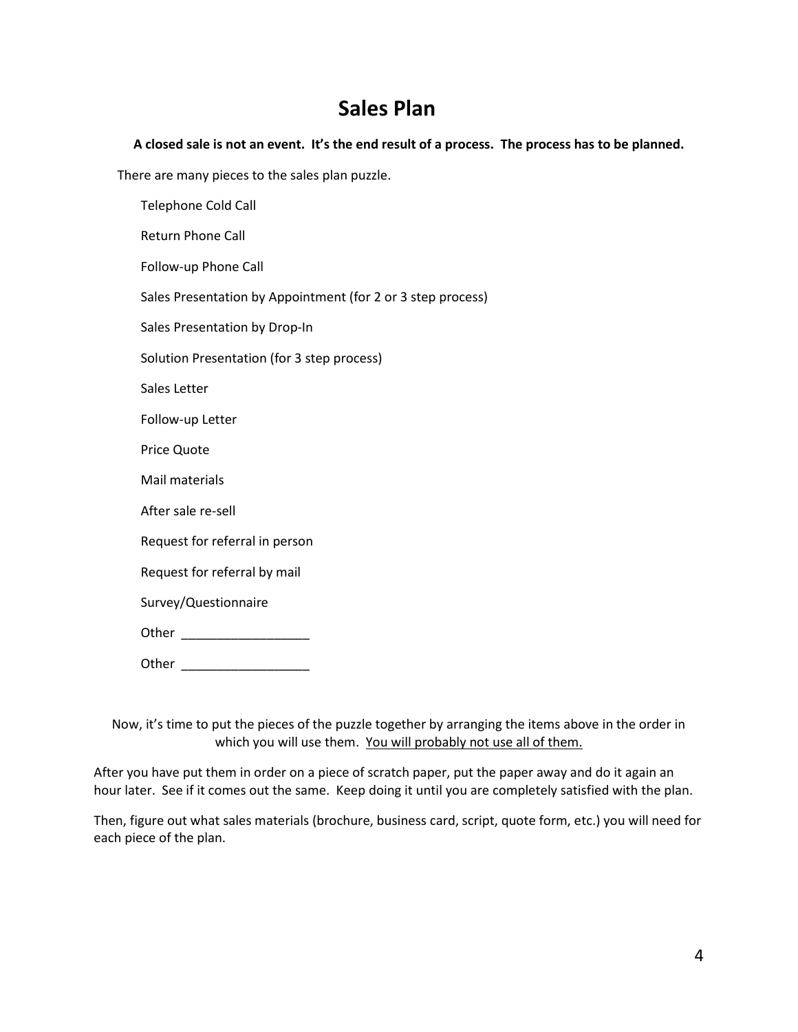# Sales Plan

**A closed sale is not an event. It's the end result of a process. The process has to be planned.**

There are many pieces to the sales plan puzzle.

- Telephone Cold Call
- Return Phone Call
- Follow-up Phone Call
- Sales Presentation by Appointment (for 2 or 3 step process)
- Sales Presentation by Drop-In
- Solution Presentation (for 3 step process)
- Sales Letter
- Follow-up Letter
- Price Quote
- Mail materials
- After sale re-sell
- Request for referral in person
- Request for referral by mail
- Survey/Questionnaire
- Other __________________
- Other __________________

Now, it's time to put the pieces of the puzzle together by arranging the items above in the order in which you will use them. <u>You will probably not use all of them.</u>

After you have put them in order on a piece of scratch paper, put the paper away and do it again an hour later. See if it comes out the same. Keep doing it until you are completely satisfied with the plan.

Then, figure out what sales materials (brochure, business card, script, quote form, etc.) you will need for each piece of the plan.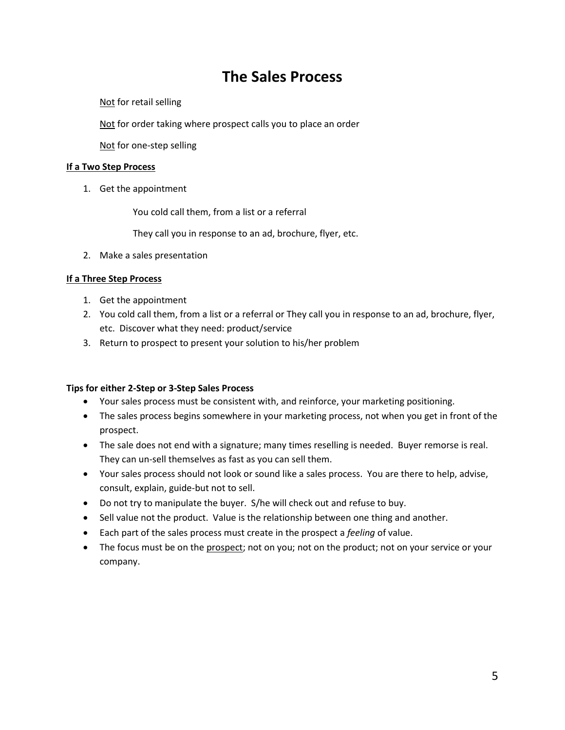# The Sales Process

<u>Not</u> for retail selling

<u>Not</u> for order taking where prospect calls you to place an order

<u>Not</u> for one-step selling

**<u>If a Two Step Process</u>**

1. Get the appointment

    You cold call them, from a list or a referral

    They call you in response to an ad, brochure, flyer, etc.

2. Make a sales presentation

**<u>If a Three Step Process</u>**

1. Get the appointment
2. You cold call them, from a list or a referral or They call you in response to an ad, brochure, flyer, etc. Discover what they need: product/service
3. Return to prospect to present your solution to his/her problem

**Tips for either 2-Step or 3-Step Sales Process**

- Your sales process must be consistent with, and reinforce, your marketing positioning.
- The sales process begins somewhere in your marketing process, not when you get in front of the prospect.
- The sale does not end with a signature; many times reselling is needed. Buyer remorse is real. They can un-sell themselves as fast as you can sell them.
- Your sales process should not look or sound like a sales process. You are there to help, advise, consult, explain, guide-but not to sell.
- Do not try to manipulate the buyer. S/he will check out and refuse to buy.
- Sell value not the product. Value is the relationship between one thing and another.
- Each part of the sales process must create in the prospect a *feeling* of value.
- The focus must be on the <u>prospect</u>; not on you; not on the product; not on your service or your company.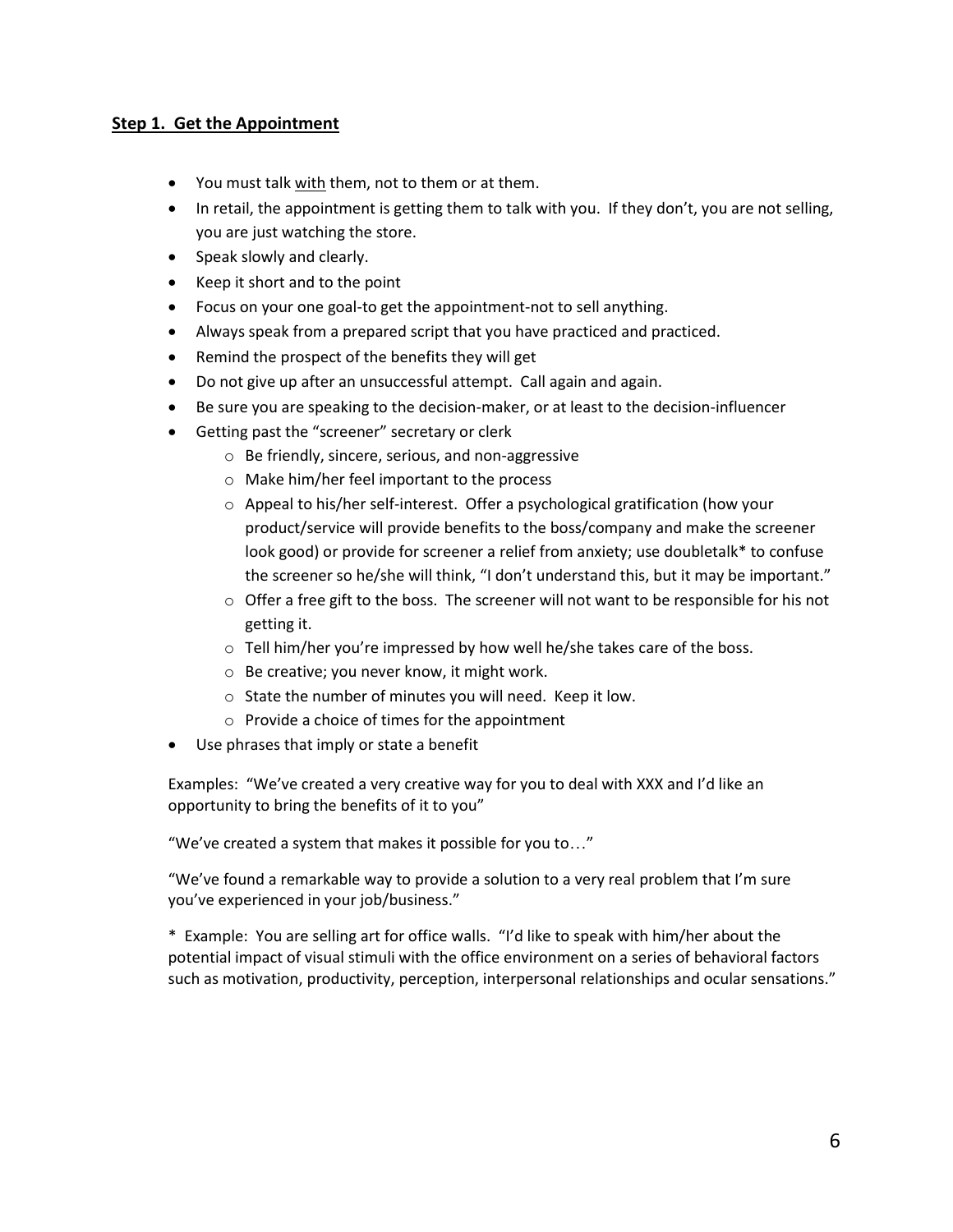## Step 1. Get the Appointment

- You must talk <u>with</u> them, not to them or at them.
- In retail, the appointment is getting them to talk with you. If they don't, you are not selling, you are just watching the store.
- Speak slowly and clearly.
- Keep it short and to the point
- Focus on your one goal-to get the appointment-not to sell anything.
- Always speak from a prepared script that you have practiced and practiced.
- Remind the prospect of the benefits they will get
- Do not give up after an unsuccessful attempt. Call again and again.
- Be sure you are speaking to the decision-maker, or at least to the decision-influencer
- Getting past the "screener" secretary or clerk
  - Be friendly, sincere, serious, and non-aggressive
  - Make him/her feel important to the process
  - Appeal to his/her self-interest. Offer a psychological gratification (how your product/service will provide benefits to the boss/company and make the screener look good) or provide for screener a relief from anxiety; use doubletalk* to confuse the screener so he/she will think, "I don't understand this, but it may be important."
  - Offer a free gift to the boss. The screener will not want to be responsible for his not getting it.
  - Tell him/her you're impressed by how well he/she takes care of the boss.
  - Be creative; you never know, it might work.
  - State the number of minutes you will need. Keep it low.
  - Provide a choice of times for the appointment
- Use phrases that imply or state a benefit

Examples: "We've created a very creative way for you to deal with XXX and I'd like an opportunity to bring the benefits of it to you"

"We've created a system that makes it possible for you to…"

"We've found a remarkable way to provide a solution to a very real problem that I'm sure you've experienced in your job/business."

* Example: You are selling art for office walls. "I'd like to speak with him/her about the potential impact of visual stimuli with the office environment on a series of behavioral factors such as motivation, productivity, perception, interpersonal relationships and ocular sensations."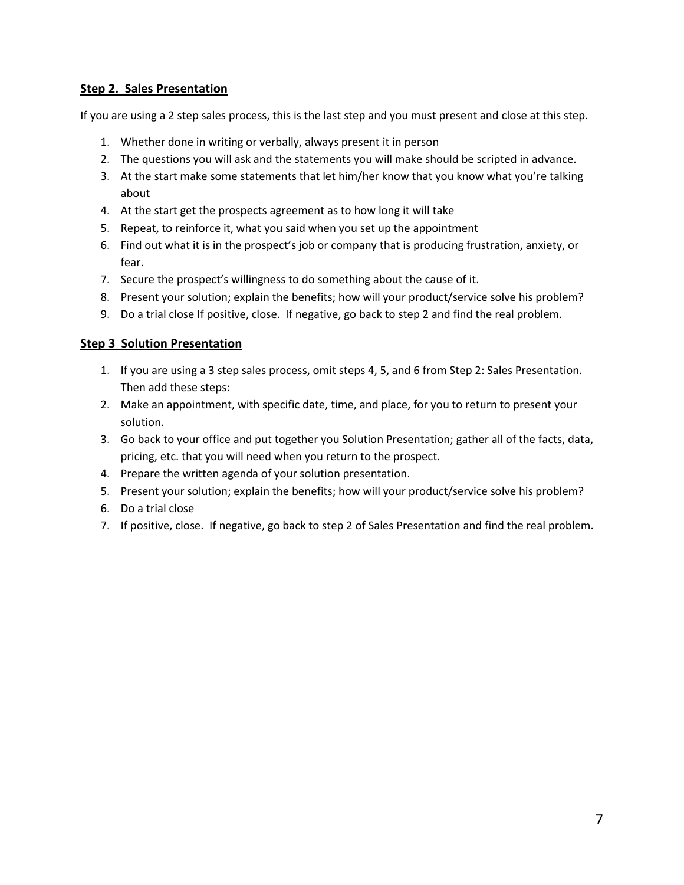### **Step 2. Sales Presentation**

If you are using a 2 step sales process, this is the last step and you must present and close at this step.

1. Whether done in writing or verbally, always present it in person
2. The questions you will ask and the statements you will make should be scripted in advance.
3. At the start make some statements that let him/her know that you know what you're talking about
4. At the start get the prospects agreement as to how long it will take
5. Repeat, to reinforce it, what you said when you set up the appointment
6. Find out what it is in the prospect's job or company that is producing frustration, anxiety, or fear.
7. Secure the prospect's willingness to do something about the cause of it.
8. Present your solution; explain the benefits; how will your product/service solve his problem?
9. Do a trial close If positive, close. If negative, go back to step 2 and find the real problem.

### **Step 3 Solution Presentation**

1. If you are using a 3 step sales process, omit steps 4, 5, and 6 from Step 2: Sales Presentation. Then add these steps:
2. Make an appointment, with specific date, time, and place, for you to return to present your solution.
3. Go back to your office and put together you Solution Presentation; gather all of the facts, data, pricing, etc. that you will need when you return to the prospect.
4. Prepare the written agenda of your solution presentation.
5. Present your solution; explain the benefits; how will your product/service solve his problem?
6. Do a trial close
7. If positive, close. If negative, go back to step 2 of Sales Presentation and find the real problem.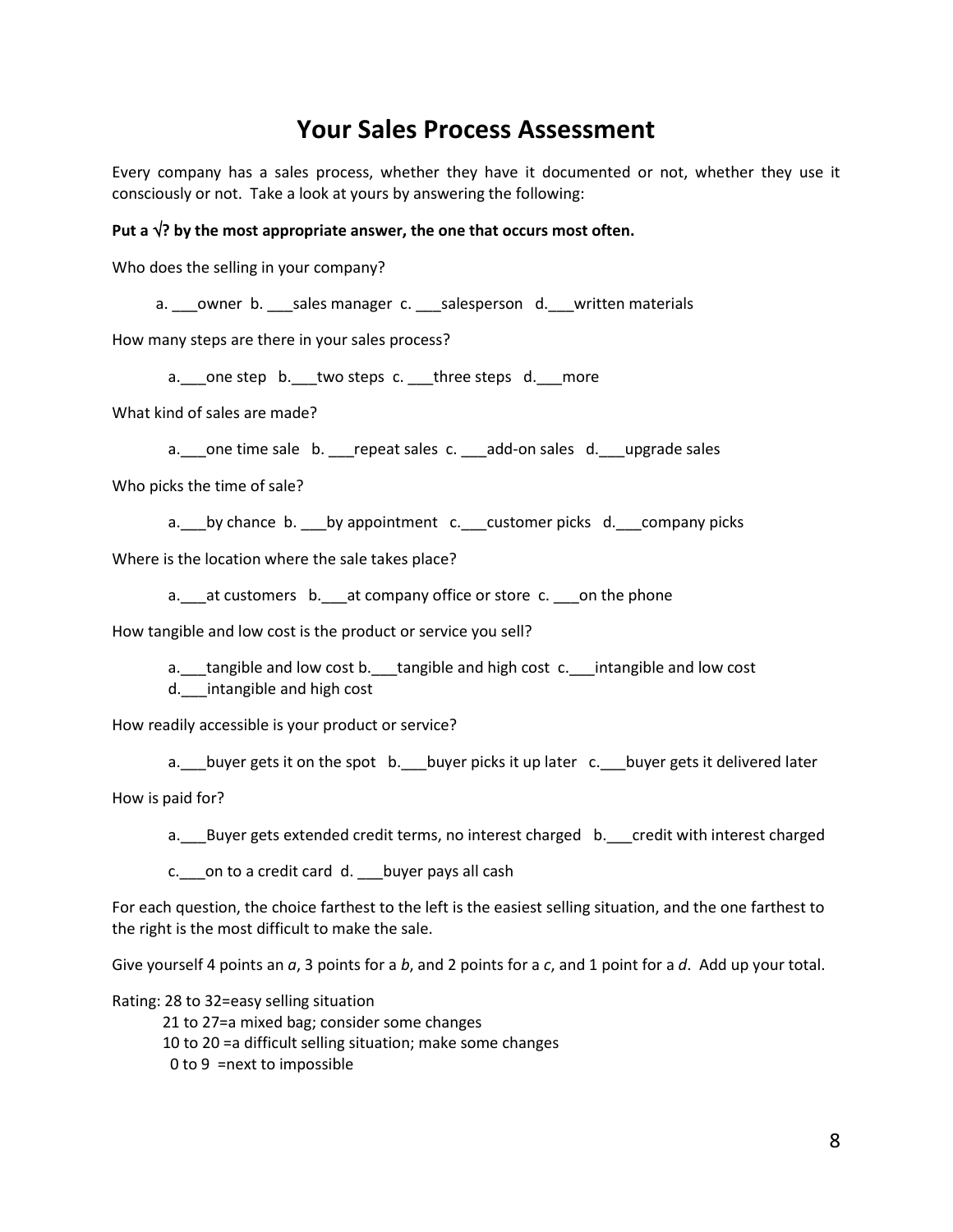# Your Sales Process Assessment

Every company has a sales process, whether they have it documented or not, whether they use it consciously or not. Take a look at yours by answering the following:

**Put a √? by the most appropriate answer, the one that occurs most often.**

Who does the selling in your company?

a. ___owner b. ___sales manager c. ___salesperson d.___written materials

How many steps are there in your sales process?

a.___one step b.___two steps c. ___three steps d.___more

What kind of sales are made?

a.___one time sale b. ___repeat sales c. ___add-on sales d.___upgrade sales

Who picks the time of sale?

a.___by chance b. ___by appointment c.___customer picks d.___company picks

Where is the location where the sale takes place?

a.___at customers b.___at company office or store c. ___on the phone

How tangible and low cost is the product or service you sell?

a.___tangible and low cost b.___tangible and high cost c.___intangible and low cost
d.___intangible and high cost

How readily accessible is your product or service?

a.___buyer gets it on the spot b.___buyer picks it up later c.___buyer gets it delivered later

How is paid for?

a.___Buyer gets extended credit terms, no interest charged b.___credit with interest charged

c.___on to a credit card d. ___buyer pays all cash

For each question, the choice farthest to the left is the easiest selling situation, and the one farthest to the right is the most difficult to make the sale.

Give yourself 4 points an *a*, 3 points for a *b*, and 2 points for a *c*, and 1 point for a *d*. Add up your total.

Rating: 28 to 32=easy selling situation
21 to 27=a mixed bag; consider some changes
10 to 20 =a difficult selling situation; make some changes
0 to 9 =next to impossible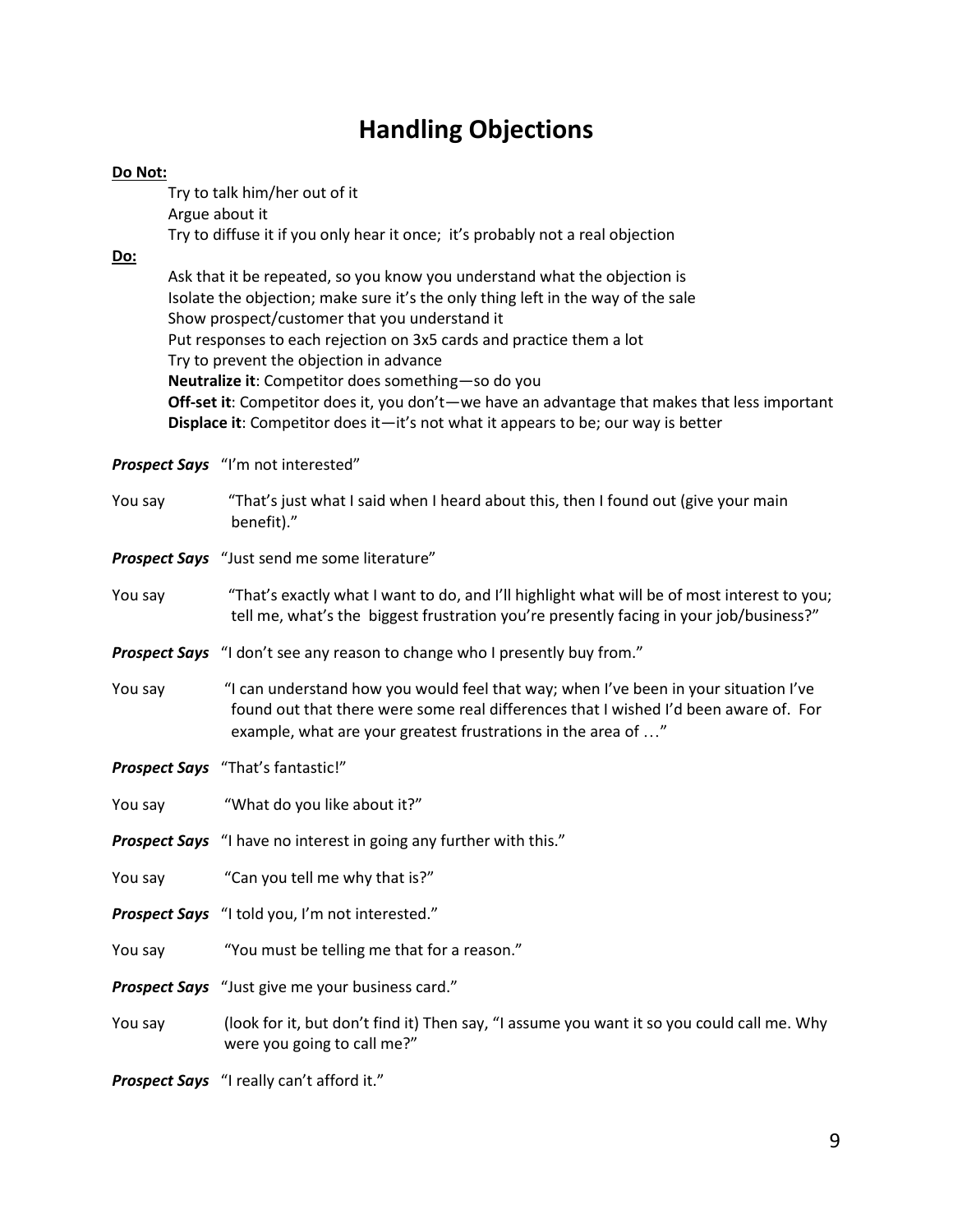# Handling Objections

**Do Not:**

- Try to talk him/her out of it
- Argue about it
- Try to diffuse it if you only hear it once; it's probably not a real objection

**Do:**

- Ask that it be repeated, so you know you understand what the objection is
- Isolate the objection; make sure it's the only thing left in the way of the sale
- Show prospect/customer that you understand it
- Put responses to each rejection on 3x5 cards and practice them a lot
- Try to prevent the objection in advance
- **Neutralize it**: Competitor does something—so do you
- **Off-set it**: Competitor does it, you don't—we have an advantage that makes that less important
- **Displace it**: Competitor does it—it's not what it appears to be; our way is better

***Prospect Says*** "I'm not interested"

You say "That's just what I said when I heard about this, then I found out (give your main benefit)."

***Prospect Says*** "Just send me some literature"

You say "That's exactly what I want to do, and I'll highlight what will be of most interest to you; tell me, what's the biggest frustration you're presently facing in your job/business?"

***Prospect Says*** "I don't see any reason to change who I presently buy from."

You say "I can understand how you would feel that way; when I've been in your situation I've found out that there were some real differences that I wished I'd been aware of. For example, what are your greatest frustrations in the area of …"

***Prospect Says*** "That's fantastic!"

You say "What do you like about it?"

***Prospect Says*** "I have no interest in going any further with this."

You say "Can you tell me why that is?"

***Prospect Says*** "I told you, I'm not interested."

You say "You must be telling me that for a reason."

***Prospect Says*** "Just give me your business card."

You say (look for it, but don't find it) Then say, "I assume you want it so you could call me. Why were you going to call me?"

***Prospect Says*** "I really can't afford it."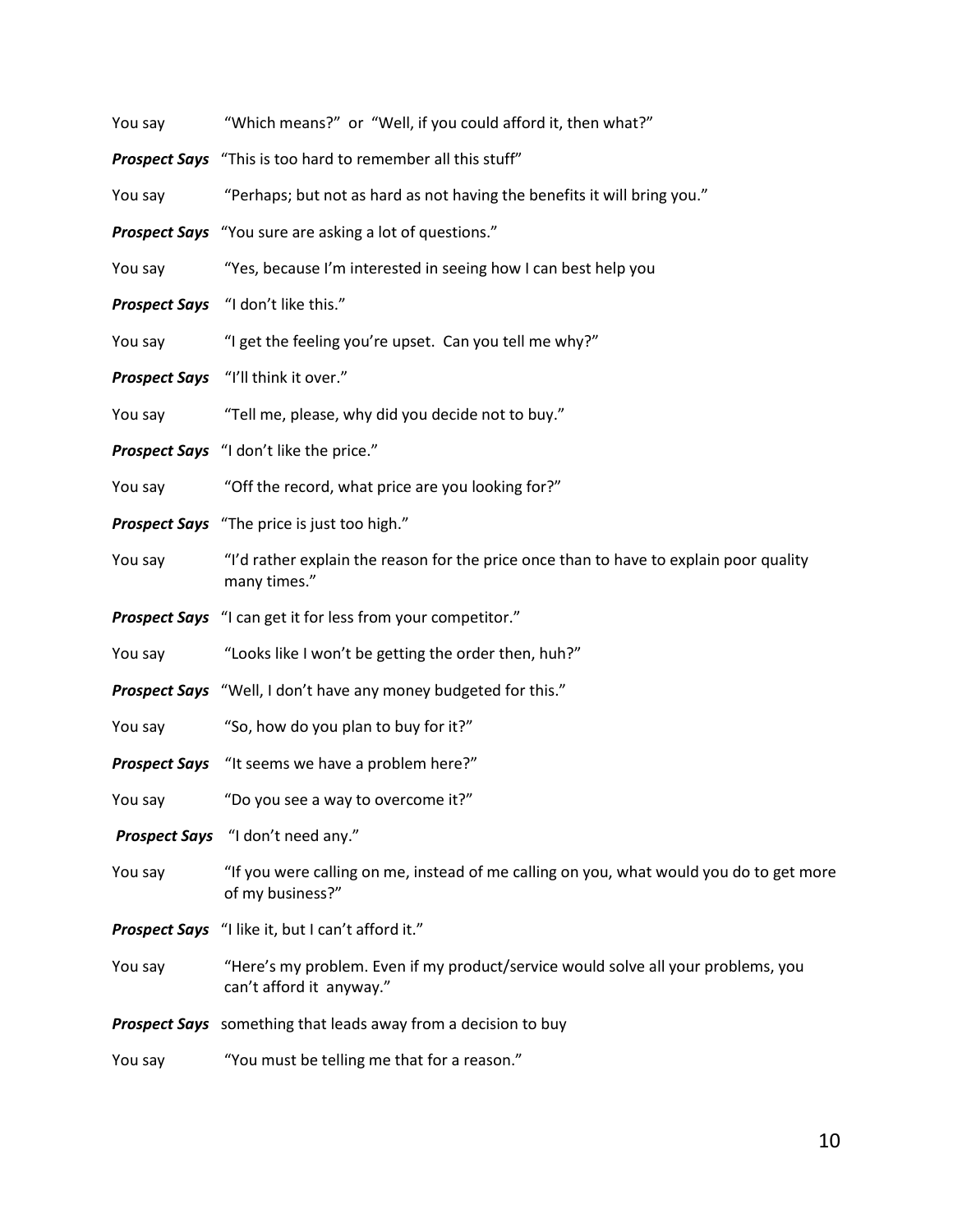You say "Which means?" or "Well, if you could afford it, then what?"

***Prospect Says*** "This is too hard to remember all this stuff"

You say "Perhaps; but not as hard as not having the benefits it will bring you."

***Prospect Says*** "You sure are asking a lot of questions."

You say "Yes, because I'm interested in seeing how I can best help you

***Prospect Says*** "I don't like this."

You say "I get the feeling you're upset. Can you tell me why?"

***Prospect Says*** "I'll think it over."

You say "Tell me, please, why did you decide not to buy."

***Prospect Says*** "I don't like the price."

You say "Off the record, what price are you looking for?"

***Prospect Says*** "The price is just too high."

You say "I'd rather explain the reason for the price once than to have to explain poor quality many times."

***Prospect Says*** "I can get it for less from your competitor."

You say "Looks like I won't be getting the order then, huh?"

***Prospect Says*** "Well, I don't have any money budgeted for this."

You say "So, how do you plan to buy for it?"

***Prospect Says*** "It seems we have a problem here?"

You say "Do you see a way to overcome it?"

***Prospect Says*** "I don't need any."

You say "If you were calling on me, instead of me calling on you, what would you do to get more of my business?"

***Prospect Says*** "I like it, but I can't afford it."

You say "Here's my problem. Even if my product/service would solve all your problems, you can't afford it anyway."

***Prospect Says*** something that leads away from a decision to buy

You say "You must be telling me that for a reason."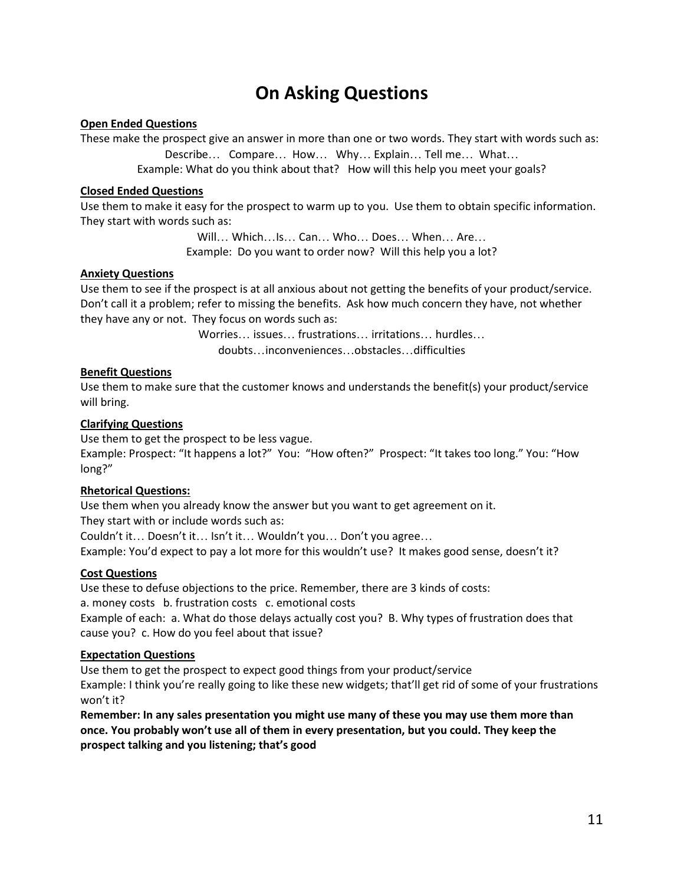# On Asking Questions

**Open Ended Questions**

These make the prospect give an answer in more than one or two words. They start with words such as:

Describe… Compare… How… Why… Explain… Tell me… What…

Example: What do you think about that? How will this help you meet your goals?

**Closed Ended Questions**

Use them to make it easy for the prospect to warm up to you. Use them to obtain specific information. They start with words such as:

Will… Which…Is… Can… Who… Does… When… Are…

Example: Do you want to order now? Will this help you a lot?

**Anxiety Questions**

Use them to see if the prospect is at all anxious about not getting the benefits of your product/service. Don't call it a problem; refer to missing the benefits. Ask how much concern they have, not whether they have any or not. They focus on words such as:

Worries… issues… frustrations… irritations… hurdles…
doubts…inconveniences…obstacles…difficulties

**Benefit Questions**

Use them to make sure that the customer knows and understands the benefit(s) your product/service will bring.

**Clarifying Questions**

Use them to get the prospect to be less vague.

Example: Prospect: "It happens a lot?" You: "How often?" Prospect: "It takes too long." You: "How long?"

**Rhetorical Questions:**

Use them when you already know the answer but you want to get agreement on it.

They start with or include words such as:

Couldn't it… Doesn't it… Isn't it… Wouldn't you… Don't you agree…

Example: You'd expect to pay a lot more for this wouldn't use? It makes good sense, doesn't it?

**Cost Questions**

Use these to defuse objections to the price. Remember, there are 3 kinds of costs:

a. money costs b. frustration costs c. emotional costs

Example of each: a. What do those delays actually cost you? B. Why types of frustration does that cause you? c. How do you feel about that issue?

**Expectation Questions**

Use them to get the prospect to expect good things from your product/service

Example: I think you're really going to like these new widgets; that'll get rid of some of your frustrations won't it?

**Remember: In any sales presentation you might use many of these you may use them more than once. You probably won't use all of them in every presentation, but you could. They keep the prospect talking and you listening; that's good**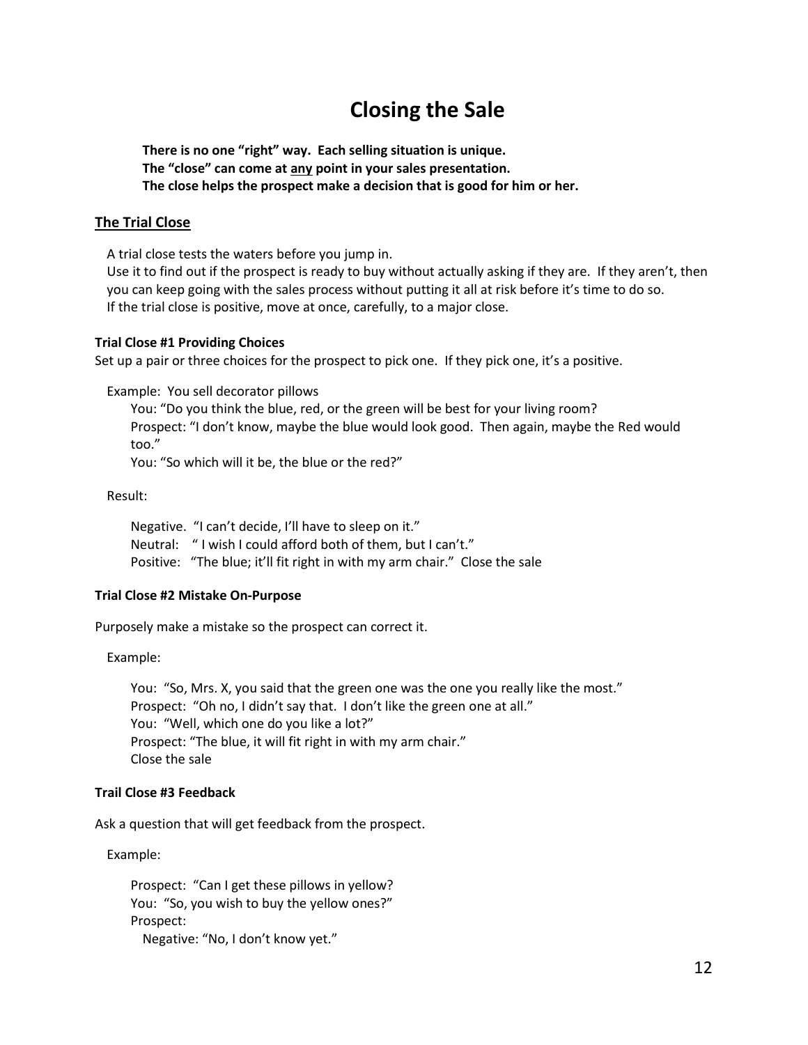# Closing the Sale

**There is no one "right" way. Each selling situation is unique.**
**The "close" can come at <u>any</u> point in your sales presentation.**
**The close helps the prospect make a decision that is good for him or her.**

## <u>The Trial Close</u>

A trial close tests the waters before you jump in.
Use it to find out if the prospect is ready to buy without actually asking if they are. If they aren't, then you can keep going with the sales process without putting it all at risk before it's time to do so.
If the trial close is positive, move at once, carefully, to a major close.

### Trial Close #1 Providing Choices

Set up a pair or three choices for the prospect to pick one. If they pick one, it's a positive.

Example: You sell decorator pillows

You: "Do you think the blue, red, or the green will be best for your living room?
Prospect: "I don't know, maybe the blue would look good. Then again, maybe the Red would too."
You: "So which will it be, the blue or the red?"

Result:

Negative. "I can't decide, I'll have to sleep on it."
Neutral: " I wish I could afford both of them, but I can't."
Positive: "The blue; it'll fit right in with my arm chair." Close the sale

### Trial Close #2 Mistake On-Purpose

Purposely make a mistake so the prospect can correct it.

Example:

You: "So, Mrs. X, you said that the green one was the one you really like the most."
Prospect: "Oh no, I didn't say that. I don't like the green one at all."
You: "Well, which one do you like a lot?"
Prospect: "The blue, it will fit right in with my arm chair."
Close the sale

### Trail Close #3 Feedback

Ask a question that will get feedback from the prospect.

Example:

Prospect: "Can I get these pillows in yellow?
You: "So, you wish to buy the yellow ones?"
Prospect:
Negative: "No, I don't know yet."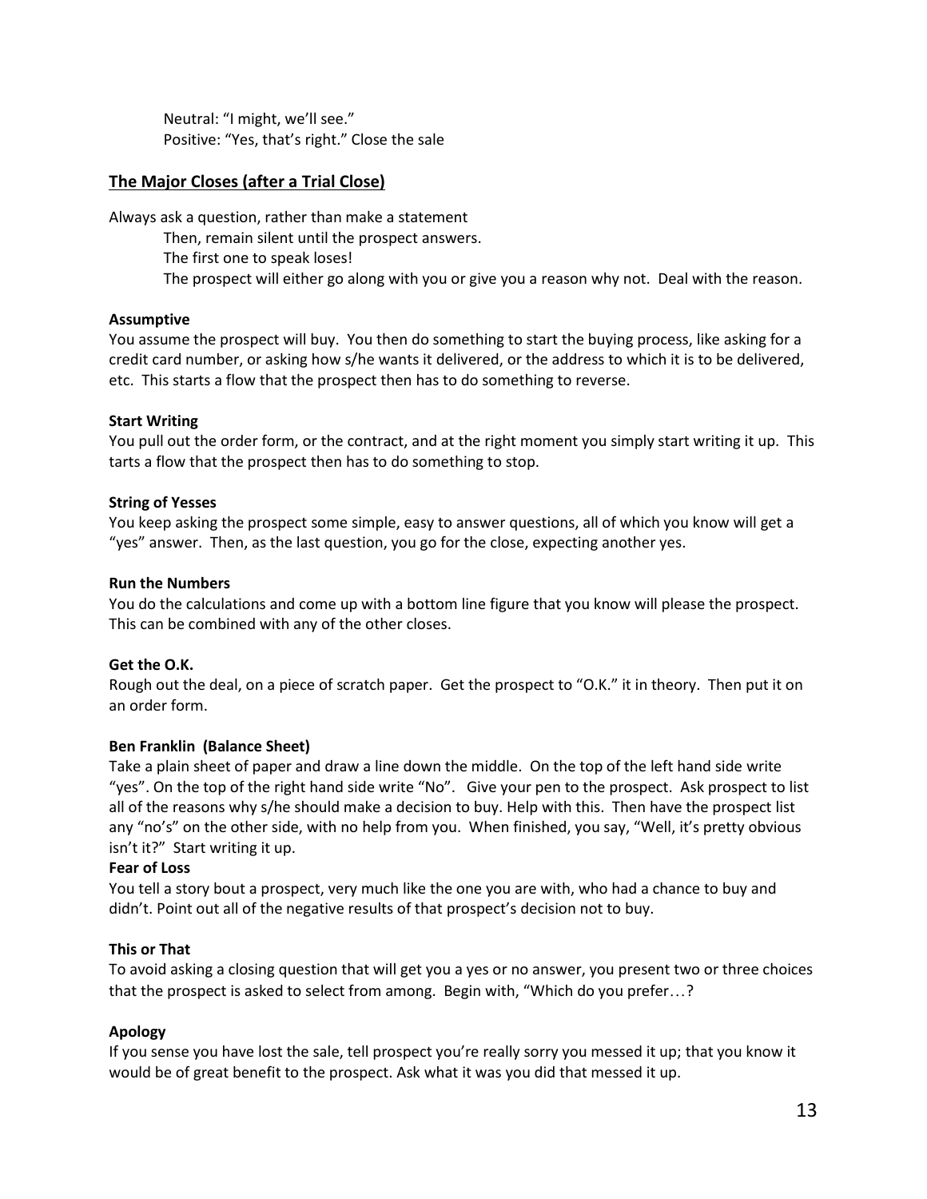Neutral: "I might, we'll see."
Positive: "Yes, that's right." Close the sale

## The Major Closes (after a Trial Close)

Always ask a question, rather than make a statement

Then, remain silent until the prospect answers.
The first one to speak loses!
The prospect will either go along with you or give you a reason why not. Deal with the reason.

**Assumptive**
You assume the prospect will buy. You then do something to start the buying process, like asking for a credit card number, or asking how s/he wants it delivered, or the address to which it is to be delivered, etc. This starts a flow that the prospect then has to do something to reverse.

**Start Writing**
You pull out the order form, or the contract, and at the right moment you simply start writing it up. This tarts a flow that the prospect then has to do something to stop.

**String of Yesses**
You keep asking the prospect some simple, easy to answer questions, all of which you know will get a "yes" answer. Then, as the last question, you go for the close, expecting another yes.

**Run the Numbers**
You do the calculations and come up with a bottom line figure that you know will please the prospect. This can be combined with any of the other closes.

**Get the O.K.**
Rough out the deal, on a piece of scratch paper. Get the prospect to "O.K." it in theory. Then put it on an order form.

**Ben Franklin (Balance Sheet)**
Take a plain sheet of paper and draw a line down the middle. On the top of the left hand side write "yes". On the top of the right hand side write "No". Give your pen to the prospect. Ask prospect to list all of the reasons why s/he should make a decision to buy. Help with this. Then have the prospect list any "no's" on the other side, with no help from you. When finished, you say, "Well, it's pretty obvious isn't it?" Start writing it up.

**Fear of Loss**
You tell a story bout a prospect, very much like the one you are with, who had a chance to buy and didn't. Point out all of the negative results of that prospect's decision not to buy.

**This or That**
To avoid asking a closing question that will get you a yes or no answer, you present two or three choices that the prospect is asked to select from among. Begin with, "Which do you prefer…?

**Apology**
If you sense you have lost the sale, tell prospect you're really sorry you messed it up; that you know it would be of great benefit to the prospect. Ask what it was you did that messed it up.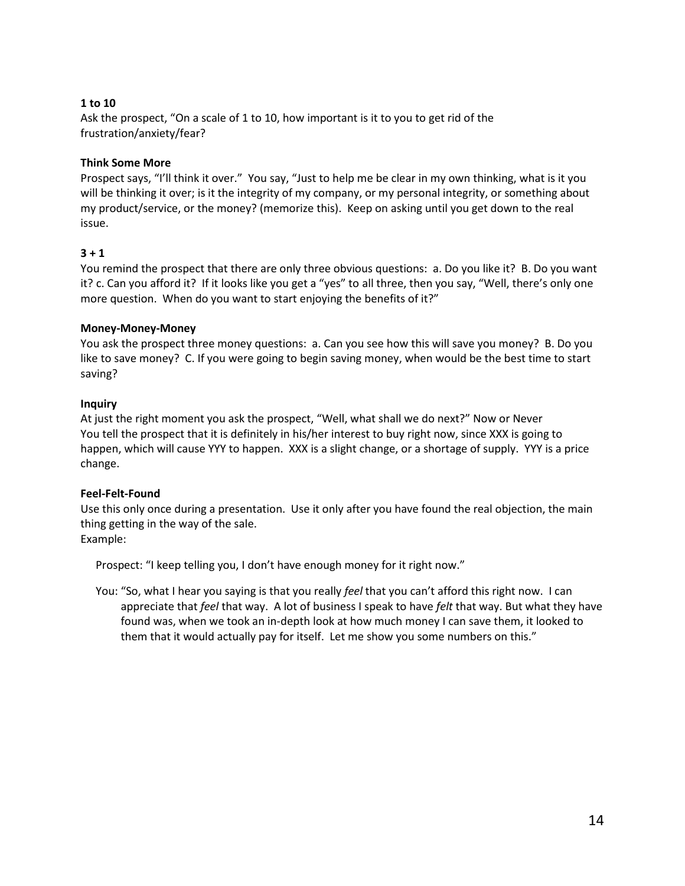**1 to 10**

Ask the prospect, “On a scale of 1 to 10, how important is it to you to get rid of the frustration/anxiety/fear?

**Think Some More**

Prospect says, “I’ll think it over.” You say, “Just to help me be clear in my own thinking, what is it you will be thinking it over; is it the integrity of my company, or my personal integrity, or something about my product/service, or the money? (memorize this). Keep on asking until you get down to the real issue.

**3 + 1**

You remind the prospect that there are only three obvious questions: a. Do you like it? B. Do you want it? c. Can you afford it? If it looks like you get a “yes” to all three, then you say, “Well, there’s only one more question. When do you want to start enjoying the benefits of it?”

**Money-Money-Money**

You ask the prospect three money questions: a. Can you see how this will save you money? B. Do you like to save money? C. If you were going to begin saving money, when would be the best time to start saving?

**Inquiry**

At just the right moment you ask the prospect, “Well, what shall we do next?” Now or Never
You tell the prospect that it is definitely in his/her interest to buy right now, since XXX is going to happen, which will cause YYY to happen. XXX is a slight change, or a shortage of supply. YYY is a price change.

**Feel-Felt-Found**

Use this only once during a presentation. Use it only after you have found the real objection, the main thing getting in the way of the sale.
Example:

> Prospect: “I keep telling you, I don’t have enough money for it right now.”
>
> You: “So, what I hear you saying is that you really *feel* that you can’t afford this right now. I can appreciate that *feel* that way. A lot of business I speak to have *felt* that way. But what they have found was, when we took an in-depth look at how much money I can save them, it looked to them that it would actually pay for itself. Let me show you some numbers on this.”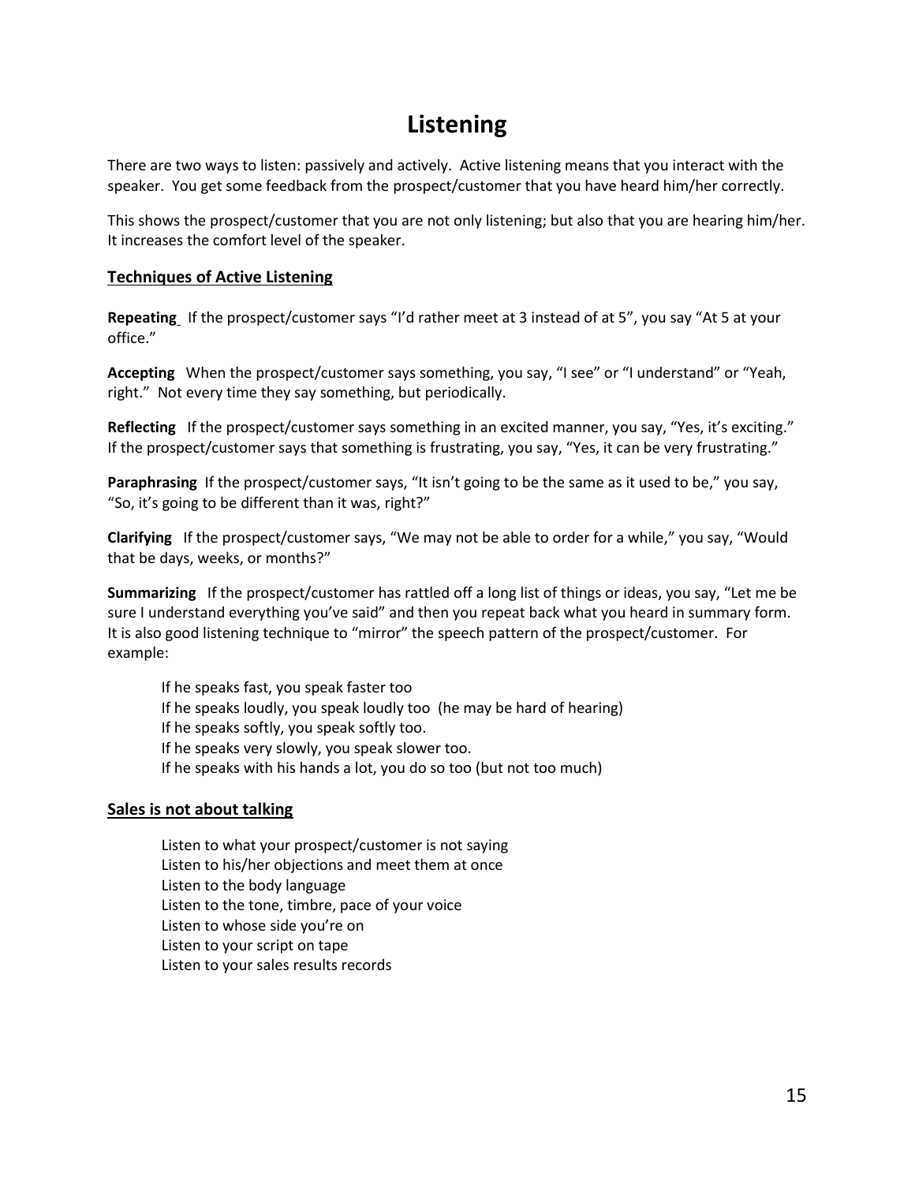# Listening

There are two ways to listen: passively and actively. Active listening means that you interact with the speaker. You get some feedback from the prospect/customer that you have heard him/her correctly.

This shows the prospect/customer that you are not only listening; but also that you are hearing him/her. It increases the comfort level of the speaker.

## Techniques of Active Listening

**Repeating** If the prospect/customer says "I'd rather meet at 3 instead of at 5", you say "At 5 at your office."

**Accepting** When the prospect/customer says something, you say, "I see" or "I understand" or "Yeah, right." Not every time they say something, but periodically.

**Reflecting** If the prospect/customer says something in an excited manner, you say, "Yes, it's exciting." If the prospect/customer says that something is frustrating, you say, "Yes, it can be very frustrating."

**Paraphrasing** If the prospect/customer says, "It isn't going to be the same as it used to be," you say, "So, it's going to be different than it was, right?"

**Clarifying** If the prospect/customer says, "We may not be able to order for a while," you say, "Would that be days, weeks, or months?"

**Summarizing** If the prospect/customer has rattled off a long list of things or ideas, you say, "Let me be sure I understand everything you've said" and then you repeat back what you heard in summary form. It is also good listening technique to "mirror" the speech pattern of the prospect/customer. For example:

If he speaks fast, you speak faster too
If he speaks loudly, you speak loudly too (he may be hard of hearing)
If he speaks softly, you speak softly too.
If he speaks very slowly, you speak slower too.
If he speaks with his hands a lot, you do so too (but not too much)

## Sales is not about talking

Listen to what your prospect/customer is not saying
Listen to his/her objections and meet them at once
Listen to the body language
Listen to the tone, timbre, pace of your voice
Listen to whose side you're on
Listen to your script on tape
Listen to your sales results records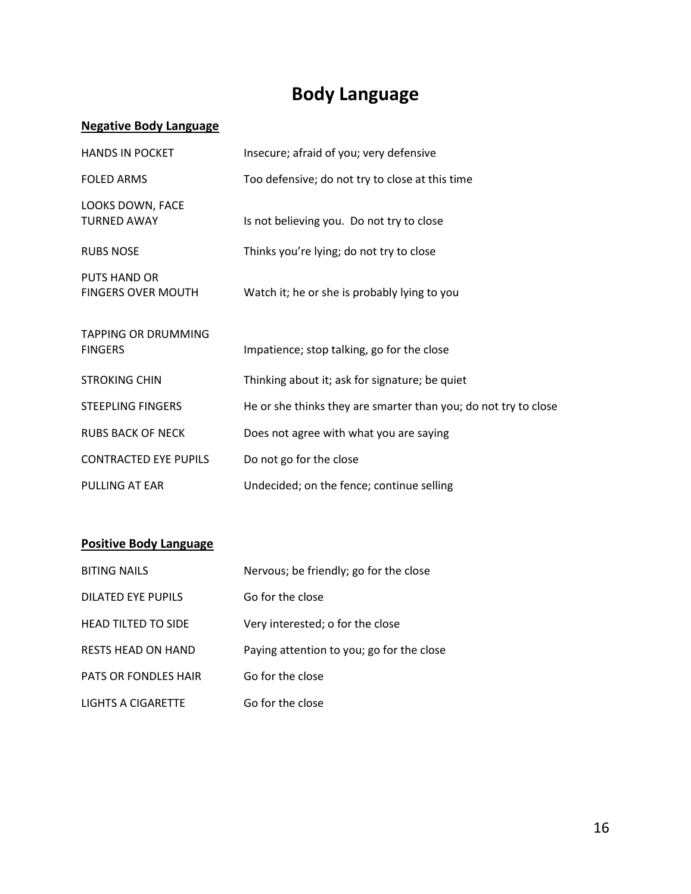# Body Language

**<u>Negative Body Language</u>**

| | |
|---|---|
| HANDS IN POCKET | Insecure; afraid of you; very defensive |
| FOLED ARMS | Too defensive; do not try to close at this time |
| LOOKS DOWN, FACE TURNED AWAY | Is not believing you. Do not try to close |
| RUBS NOSE | Thinks you're lying; do not try to close |
| PUTS HAND OR FINGERS OVER MOUTH | Watch it; he or she is probably lying to you |
| TAPPING OR DRUMMING FINGERS | Impatience; stop talking, go for the close |
| STROKING CHIN | Thinking about it; ask for signature; be quiet |
| STEEPLING FINGERS | He or she thinks they are smarter than you; do not try to close |
| RUBS BACK OF NECK | Does not agree with what you are saying |
| CONTRACTED EYE PUPILS | Do not go for the close |
| PULLING AT EAR | Undecided; on the fence; continue selling |

**<u>Positive Body Language</u>**

| | |
|---|---|
| BITING NAILS | Nervous; be friendly; go for the close |
| DILATED EYE PUPILS | Go for the close |
| HEAD TILTED TO SIDE | Very interested; o for the close |
| RESTS HEAD ON HAND | Paying attention to you; go for the close |
| PATS OR FONDLES HAIR | Go for the close |
| LIGHTS A CIGARETTE | Go for the close |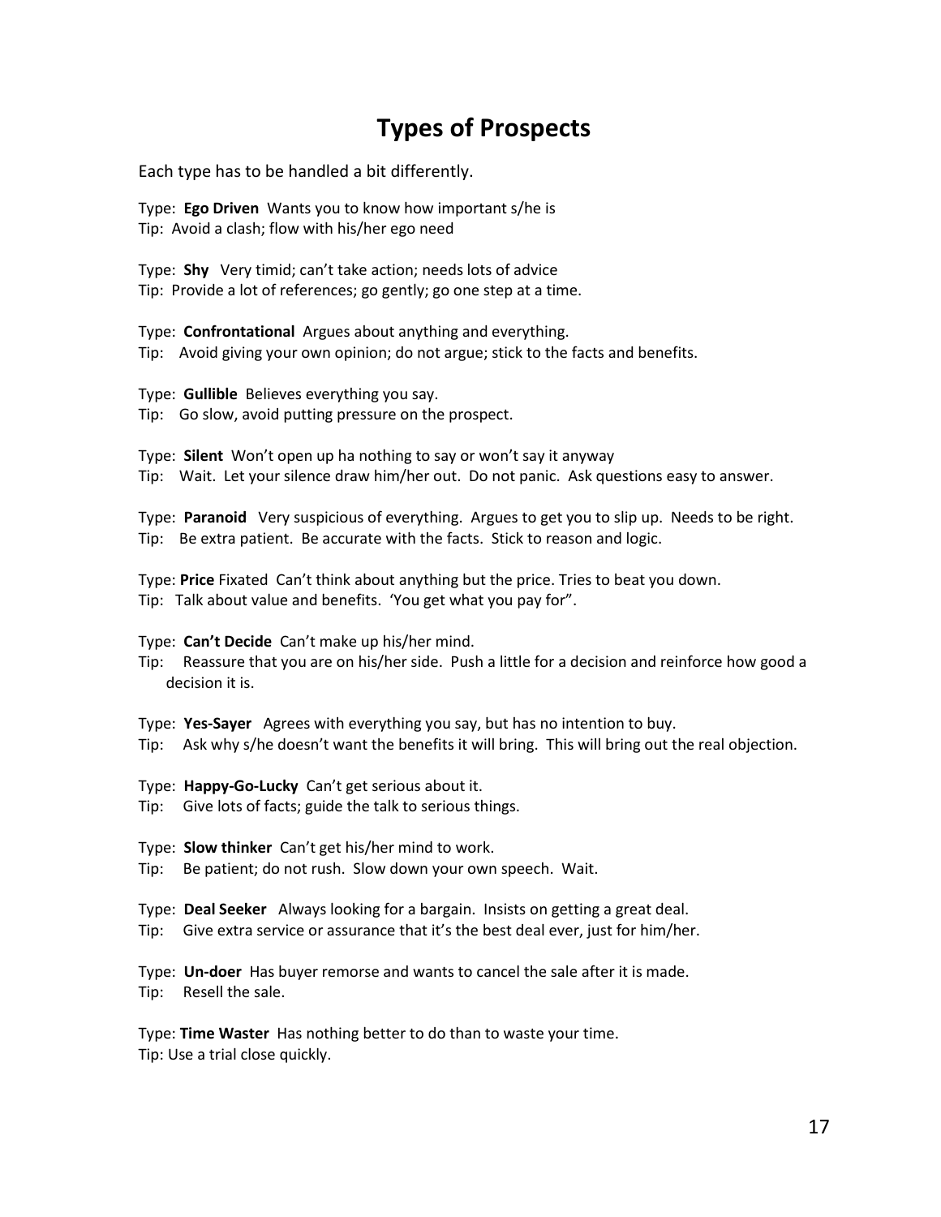# Types of Prospects

Each type has to be handled a bit differently.

Type: **Ego Driven** Wants you to know how important s/he is
Tip: Avoid a clash; flow with his/her ego need

Type: **Shy** Very timid; can't take action; needs lots of advice
Tip: Provide a lot of references; go gently; go one step at a time.

Type: **Confrontational** Argues about anything and everything.
Tip: Avoid giving your own opinion; do not argue; stick to the facts and benefits.

Type: **Gullible** Believes everything you say.
Tip: Go slow, avoid putting pressure on the prospect.

Type: **Silent** Won't open up ha nothing to say or won't say it anyway
Tip: Wait. Let your silence draw him/her out. Do not panic. Ask questions easy to answer.

Type: **Paranoid** Very suspicious of everything. Argues to get you to slip up. Needs to be right.
Tip: Be extra patient. Be accurate with the facts. Stick to reason and logic.

Type: **Price** Fixated Can't think about anything but the price. Tries to beat you down.
Tip: Talk about value and benefits. 'You get what you pay for".

Type: **Can't Decide** Can't make up his/her mind.
Tip: Reassure that you are on his/her side. Push a little for a decision and reinforce how good a decision it is.

Type: **Yes-Sayer** Agrees with everything you say, but has no intention to buy.
Tip: Ask why s/he doesn't want the benefits it will bring. This will bring out the real objection.

Type: **Happy-Go-Lucky** Can't get serious about it.
Tip: Give lots of facts; guide the talk to serious things.

Type: **Slow thinker** Can't get his/her mind to work.
Tip: Be patient; do not rush. Slow down your own speech. Wait.

Type: **Deal Seeker** Always looking for a bargain. Insists on getting a great deal.
Tip: Give extra service or assurance that it's the best deal ever, just for him/her.

Type: **Un-doer** Has buyer remorse and wants to cancel the sale after it is made.
Tip: Resell the sale.

Type: **Time Waster** Has nothing better to do than to waste your time.
Tip: Use a trial close quickly.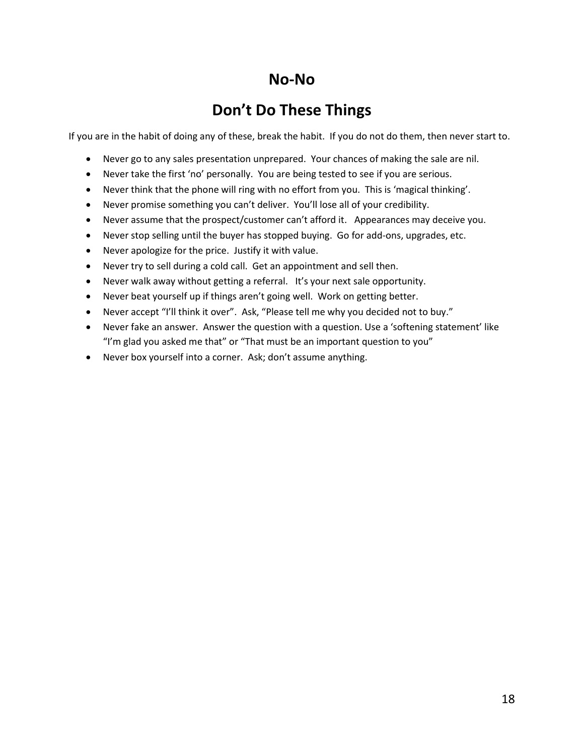## No-No

## Don't Do These Things

If you are in the habit of doing any of these, break the habit. If you do not do them, then never start to.

- Never go to any sales presentation unprepared. Your chances of making the sale are nil.
- Never take the first 'no' personally. You are being tested to see if you are serious.
- Never think that the phone will ring with no effort from you. This is 'magical thinking'.
- Never promise something you can't deliver. You'll lose all of your credibility.
- Never assume that the prospect/customer can't afford it. Appearances may deceive you.
- Never stop selling until the buyer has stopped buying. Go for add-ons, upgrades, etc.
- Never apologize for the price. Justify it with value.
- Never try to sell during a cold call. Get an appointment and sell then.
- Never walk away without getting a referral. It's your next sale opportunity.
- Never beat yourself up if things aren't going well. Work on getting better.
- Never accept "I'll think it over". Ask, "Please tell me why you decided not to buy."
- Never fake an answer. Answer the question with a question. Use a 'softening statement' like "I'm glad you asked me that" or "That must be an important question to you"
- Never box yourself into a corner. Ask; don't assume anything.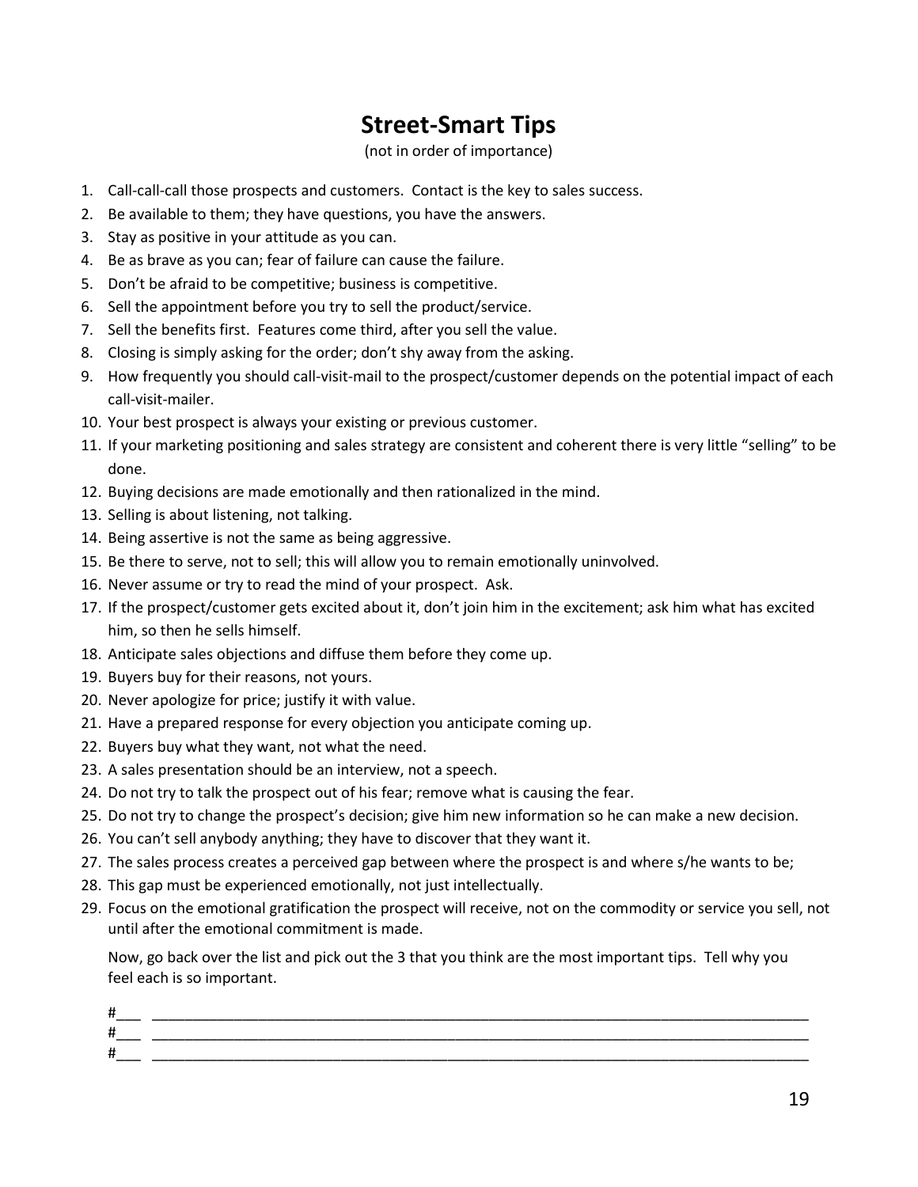# Street-Smart Tips

(not in order of importance)

1. Call-call-call those prospects and customers. Contact is the key to sales success.
2. Be available to them; they have questions, you have the answers.
3. Stay as positive in your attitude as you can.
4. Be as brave as you can; fear of failure can cause the failure.
5. Don't be afraid to be competitive; business is competitive.
6. Sell the appointment before you try to sell the product/service.
7. Sell the benefits first. Features come third, after you sell the value.
8. Closing is simply asking for the order; don't shy away from the asking.
9. How frequently you should call-visit-mail to the prospect/customer depends on the potential impact of each call-visit-mailer.
10. Your best prospect is always your existing or previous customer.
11. If your marketing positioning and sales strategy are consistent and coherent there is very little "selling" to be done.
12. Buying decisions are made emotionally and then rationalized in the mind.
13. Selling is about listening, not talking.
14. Being assertive is not the same as being aggressive.
15. Be there to serve, not to sell; this will allow you to remain emotionally uninvolved.
16. Never assume or try to read the mind of your prospect. Ask.
17. If the prospect/customer gets excited about it, don't join him in the excitement; ask him what has excited him, so then he sells himself.
18. Anticipate sales objections and diffuse them before they come up.
19. Buyers buy for their reasons, not yours.
20. Never apologize for price; justify it with value.
21. Have a prepared response for every objection you anticipate coming up.
22. Buyers buy what they want, not what the need.
23. A sales presentation should be an interview, not a speech.
24. Do not try to talk the prospect out of his fear; remove what is causing the fear.
25. Do not try to change the prospect's decision; give him new information so he can make a new decision.
26. You can't sell anybody anything; they have to discover that they want it.
27. The sales process creates a perceived gap between where the prospect is and where s/he wants to be;
28. This gap must be experienced emotionally, not just intellectually.
29. Focus on the emotional gratification the prospect will receive, not on the commodity or service you sell, not until after the emotional commitment is made.

Now, go back over the list and pick out the 3 that you think are the most important tips. Tell why you feel each is so important.

#___ ________________________________________________________________________________

#___ ________________________________________________________________________________

#___ ________________________________________________________________________________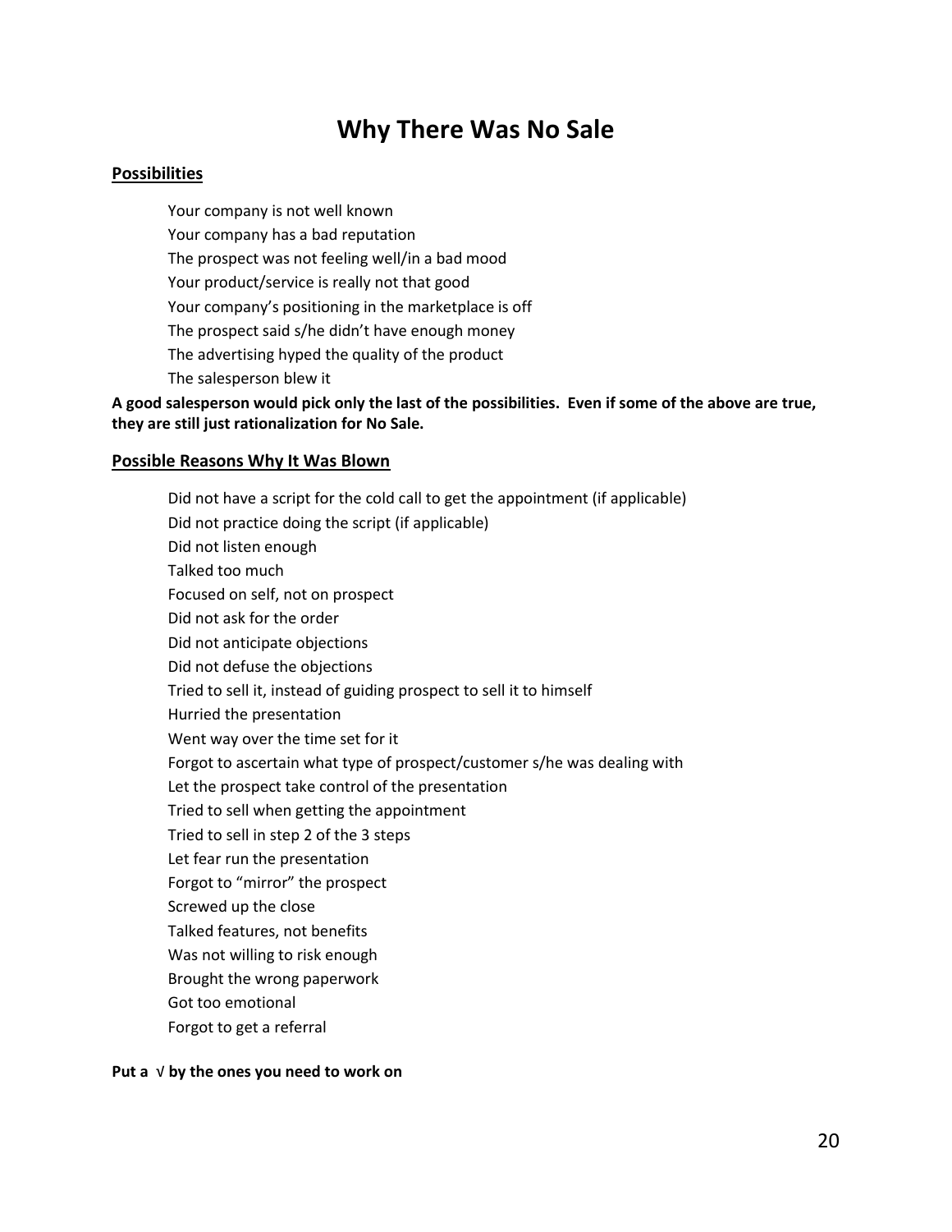# Why There Was No Sale

**Possibilities**

- Your company is not well known
- Your company has a bad reputation
- The prospect was not feeling well/in a bad mood
- Your product/service is really not that good
- Your company's positioning in the marketplace is off
- The prospect said s/he didn't have enough money
- The advertising hyped the quality of the product
- The salesperson blew it

**A good salesperson would pick only the last of the possibilities. Even if some of the above are true, they are still just rationalization for No Sale.**

**Possible Reasons Why It Was Blown**

- Did not have a script for the cold call to get the appointment (if applicable)
- Did not practice doing the script (if applicable)
- Did not listen enough
- Talked too much
- Focused on self, not on prospect
- Did not ask for the order
- Did not anticipate objections
- Did not defuse the objections
- Tried to sell it, instead of guiding prospect to sell it to himself
- Hurried the presentation
- Went way over the time set for it
- Forgot to ascertain what type of prospect/customer s/he was dealing with
- Let the prospect take control of the presentation
- Tried to sell when getting the appointment
- Tried to sell in step 2 of the 3 steps
- Let fear run the presentation
- Forgot to "mirror" the prospect
- Screwed up the close
- Talked features, not benefits
- Was not willing to risk enough
- Brought the wrong paperwork
- Got too emotional
- Forgot to get a referral

**Put a √ by the ones you need to work on**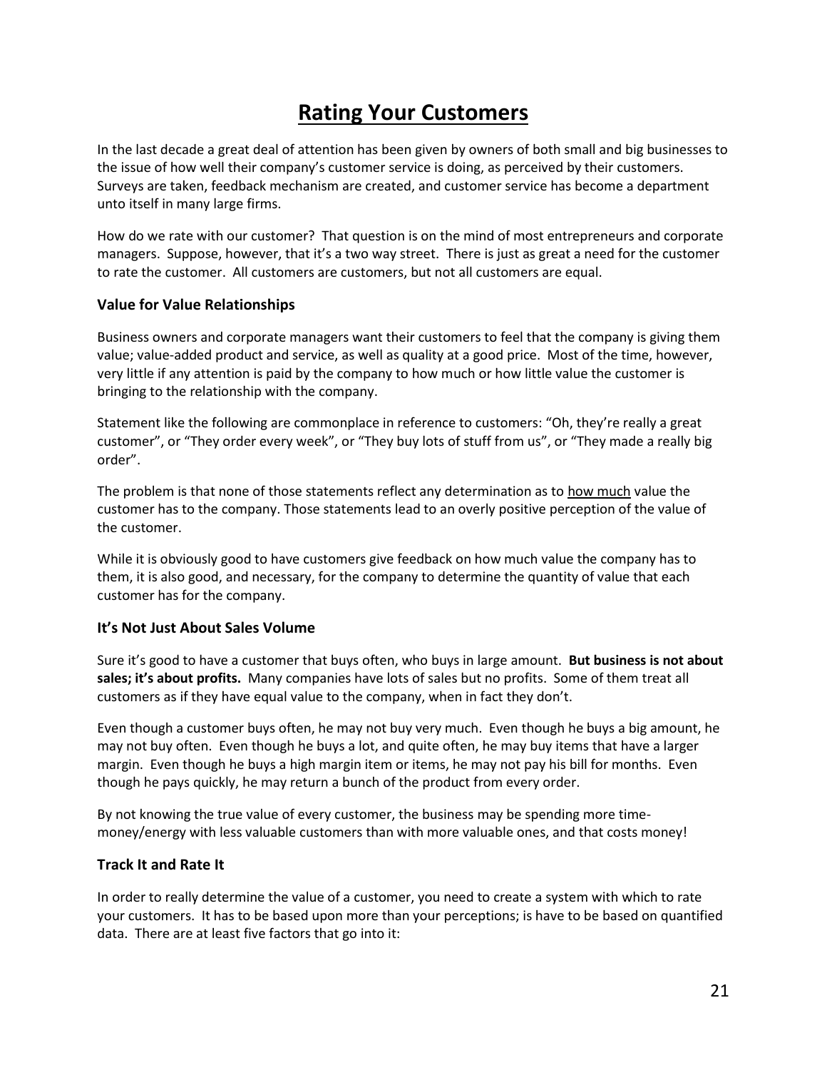# Rating Your Customers

In the last decade a great deal of attention has been given by owners of both small and big businesses to the issue of how well their company's customer service is doing, as perceived by their customers. Surveys are taken, feedback mechanism are created, and customer service has become a department unto itself in many large firms.

How do we rate with our customer? That question is on the mind of most entrepreneurs and corporate managers. Suppose, however, that it's a two way street. There is just as great a need for the customer to rate the customer. All customers are customers, but not all customers are equal.

### Value for Value Relationships

Business owners and corporate managers want their customers to feel that the company is giving them value; value-added product and service, as well as quality at a good price. Most of the time, however, very little if any attention is paid by the company to how much or how little value the customer is bringing to the relationship with the company.

Statement like the following are commonplace in reference to customers: "Oh, they're really a great customer", or "They order every week", or "They buy lots of stuff from us", or "They made a really big order".

The problem is that none of those statements reflect any determination as to how much value the customer has to the company. Those statements lead to an overly positive perception of the value of the customer.

While it is obviously good to have customers give feedback on how much value the company has to them, it is also good, and necessary, for the company to determine the quantity of value that each customer has for the company.

### It's Not Just About Sales Volume

Sure it's good to have a customer that buys often, who buys in large amount. **But business is not about sales; it's about profits.** Many companies have lots of sales but no profits. Some of them treat all customers as if they have equal value to the company, when in fact they don't.

Even though a customer buys often, he may not buy very much. Even though he buys a big amount, he may not buy often. Even though he buys a lot, and quite often, he may buy items that have a larger margin. Even though he buys a high margin item or items, he may not pay his bill for months. Even though he pays quickly, he may return a bunch of the product from every order.

By not knowing the true value of every customer, the business may be spending more time-money/energy with less valuable customers than with more valuable ones, and that costs money!

### Track It and Rate It

In order to really determine the value of a customer, you need to create a system with which to rate your customers. It has to be based upon more than your perceptions; is have to be based on quantified data. There are at least five factors that go into it: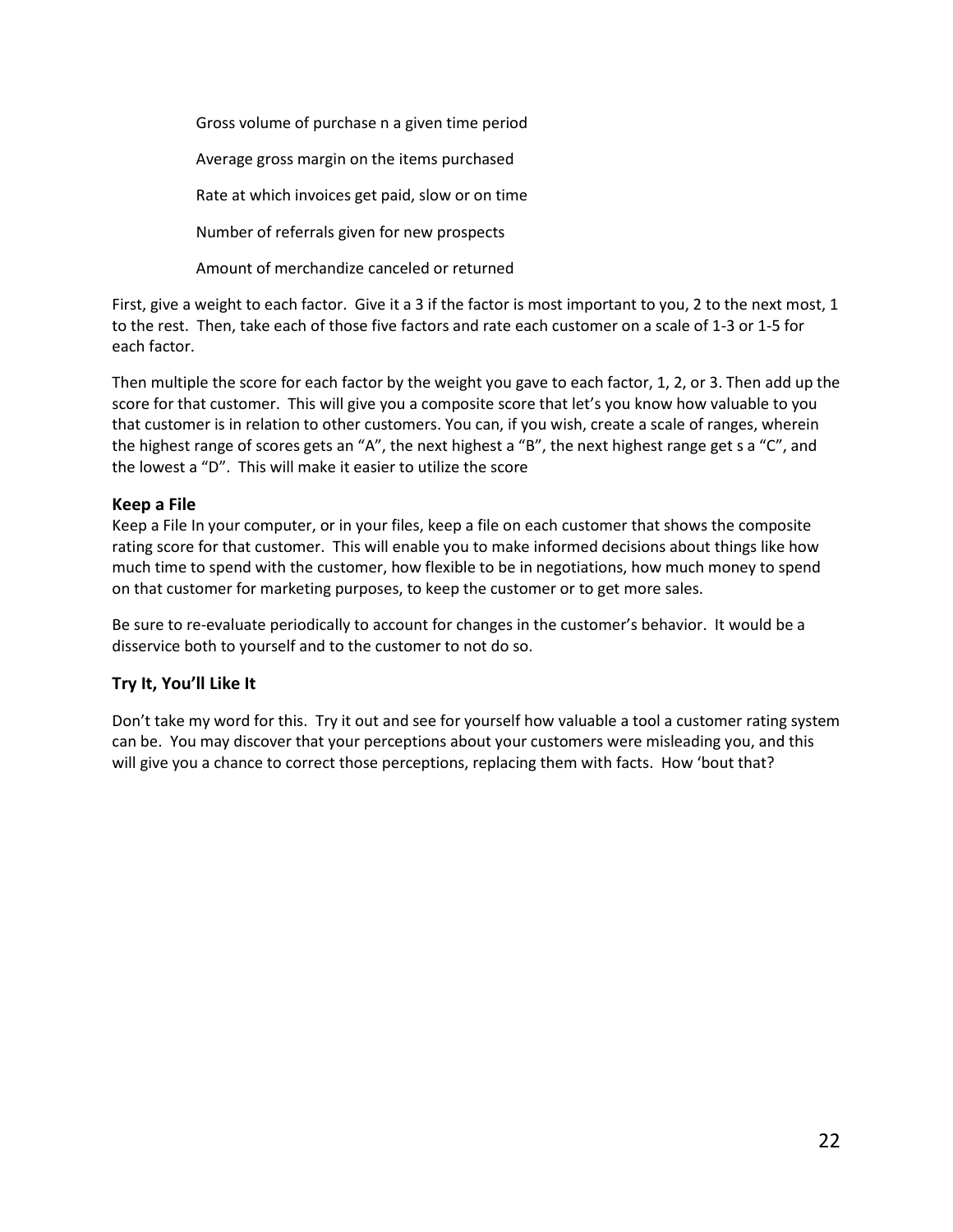Gross volume of purchase n a given time period

Average gross margin on the items purchased

Rate at which invoices get paid, slow or on time

Number of referrals given for new prospects

Amount of merchandize canceled or returned

First, give a weight to each factor. Give it a 3 if the factor is most important to you, 2 to the next most, 1 to the rest. Then, take each of those five factors and rate each customer on a scale of 1-3 or 1-5 for each factor.

Then multiple the score for each factor by the weight you gave to each factor, 1, 2, or 3. Then add up the score for that customer. This will give you a composite score that let's you know how valuable to you that customer is in relation to other customers. You can, if you wish, create a scale of ranges, wherein the highest range of scores gets an "A", the next highest a "B", the next highest range get s a "C", and the lowest a "D". This will make it easier to utilize the score

### Keep a File

Keep a File In your computer, or in your files, keep a file on each customer that shows the composite rating score for that customer. This will enable you to make informed decisions about things like how much time to spend with the customer, how flexible to be in negotiations, how much money to spend on that customer for marketing purposes, to keep the customer or to get more sales.

Be sure to re-evaluate periodically to account for changes in the customer's behavior. It would be a disservice both to yourself and to the customer to not do so.

### Try It, You'll Like It

Don't take my word for this. Try it out and see for yourself how valuable a tool a customer rating system can be. You may discover that your perceptions about your customers were misleading you, and this will give you a chance to correct those perceptions, replacing them with facts. How 'bout that?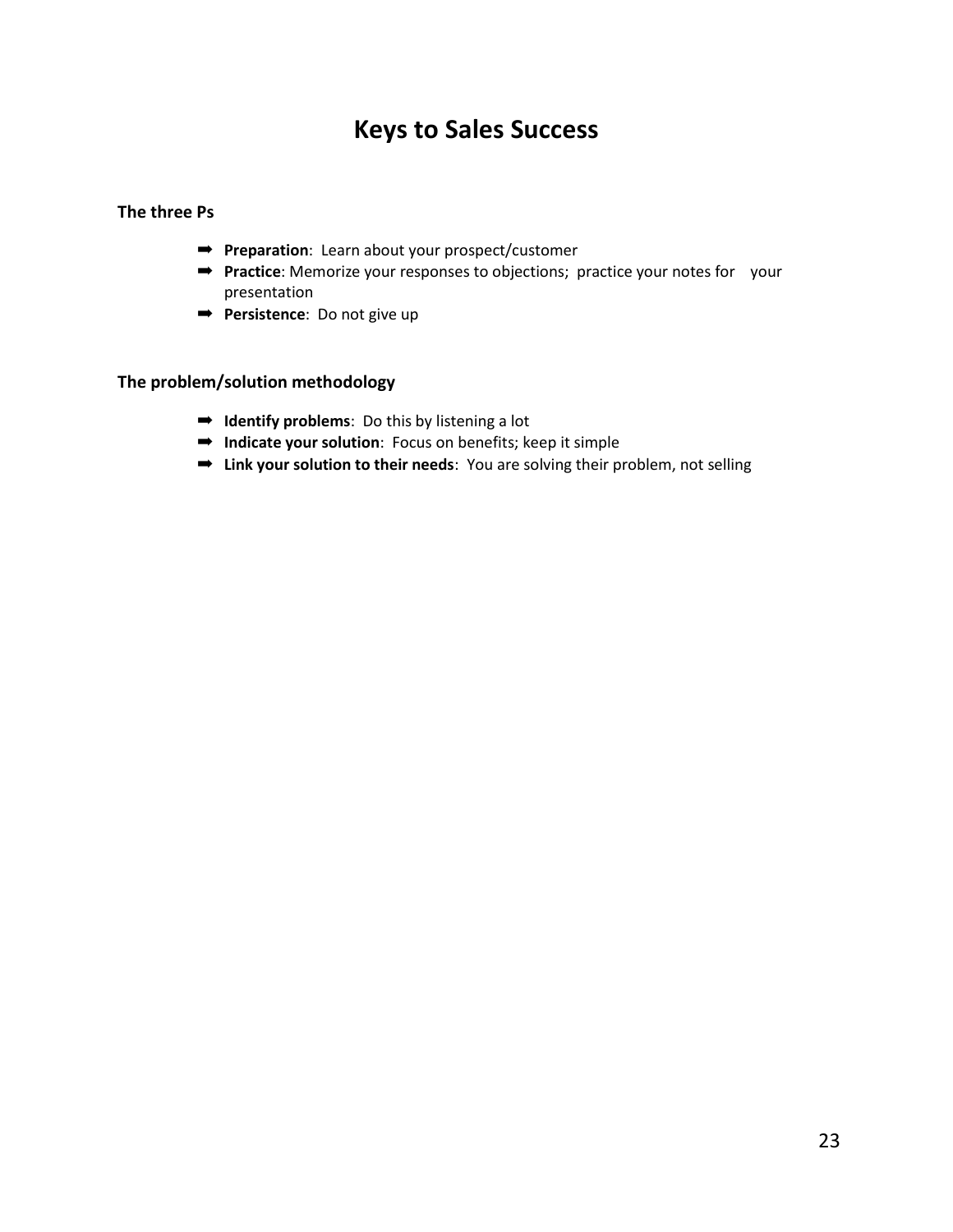# Keys to Sales Success

### The three Ps

- **Preparation**:  Learn about your prospect/customer
- **Practice**: Memorize your responses to objections;  practice your notes for your presentation
- **Persistence**:  Do not give up

### The problem/solution methodology

- **Identify problems**:  Do this by listening a lot
- **Indicate your solution**:  Focus on benefits; keep it simple
- **Link your solution to their needs**:  You are solving their problem, not selling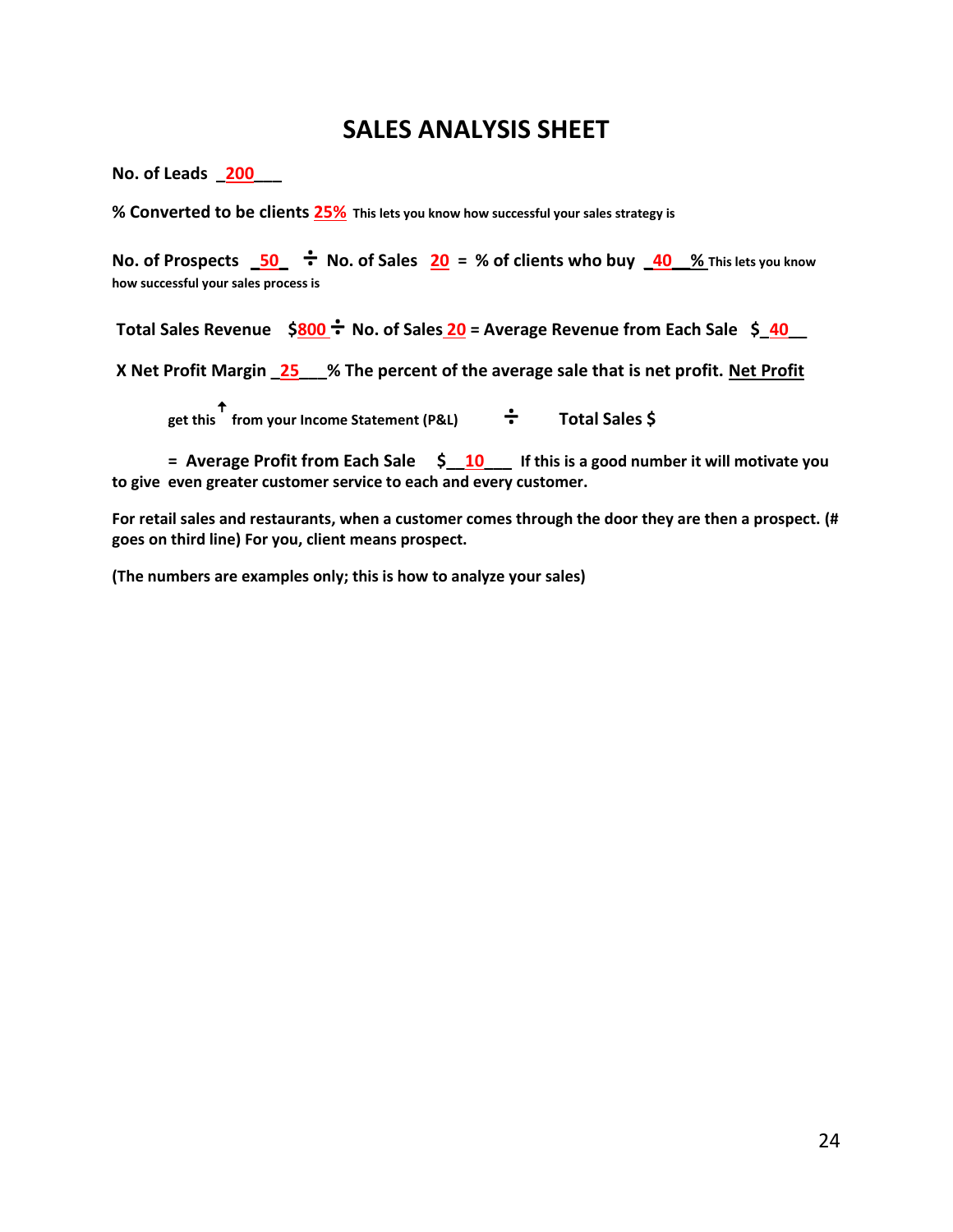# SALES ANALYSIS SHEET

**No. of Leads _200___**

**% Converted to be clients 25%** **This lets you know how successful your sales strategy is**

**No. of Prospects _50_ ÷ No. of Sales 20 = % of clients who buy _40__%** **This lets you know how successful your sales process is**

**Total Sales Revenue $800 ÷ No. of Sales 20 = Average Revenue from Each Sale $_40__**

**X Net Profit Margin _25___% The percent of the average sale that is net profit. Net Profit**

**get this ↑ from your Income Statement (P&L) ÷ Total Sales $**

**= Average Profit from Each Sale $__10___ If this is a good number it will motivate you to give even greater customer service to each and every customer.**

**For retail sales and restaurants, when a customer comes through the door they are then a prospect. (# goes on third line) For you, client means prospect.**

**(The numbers are examples only; this is how to analyze your sales)**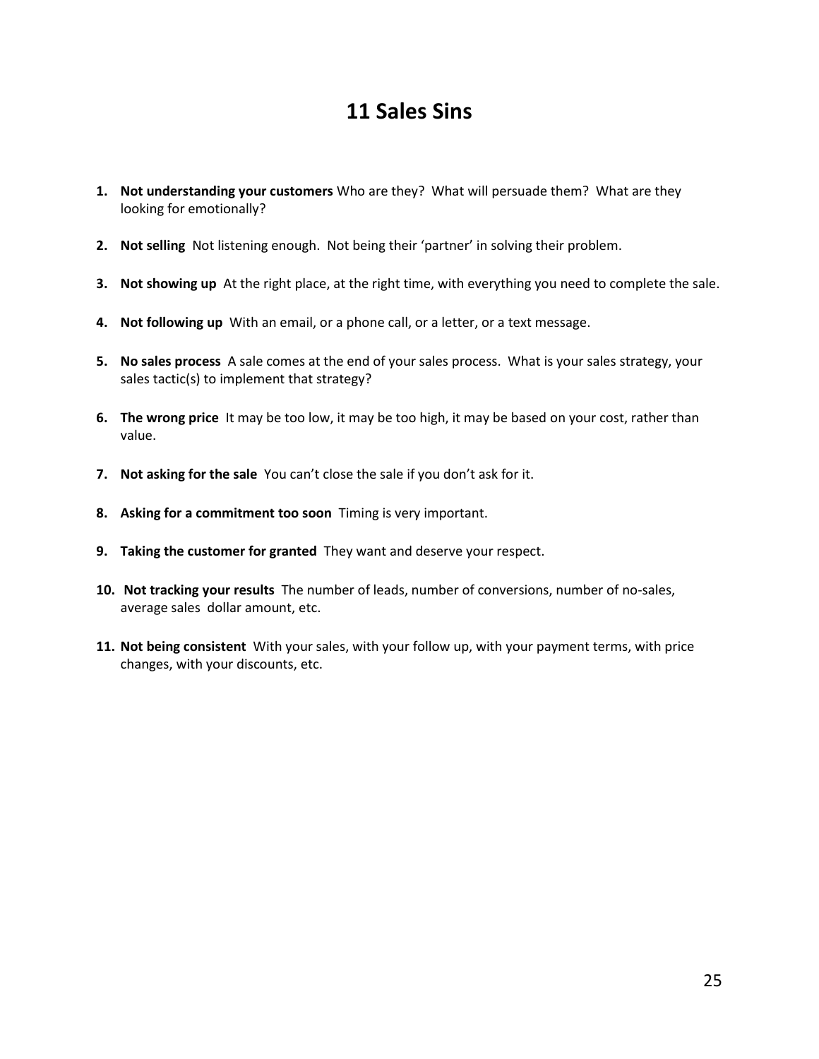# 11 Sales Sins

1. **Not understanding your customers** Who are they? What will persuade them? What are they looking for emotionally?

2. **Not selling** Not listening enough. Not being their 'partner' in solving their problem.

3. **Not showing up** At the right place, at the right time, with everything you need to complete the sale.

4. **Not following up** With an email, or a phone call, or a letter, or a text message.

5. **No sales process** A sale comes at the end of your sales process. What is your sales strategy, your sales tactic(s) to implement that strategy?

6. **The wrong price** It may be too low, it may be too high, it may be based on your cost, rather than value.

7. **Not asking for the sale** You can't close the sale if you don't ask for it.

8. **Asking for a commitment too soon** Timing is very important.

9. **Taking the customer for granted** They want and deserve your respect.

10. **Not tracking your results** The number of leads, number of conversions, number of no-sales, average sales dollar amount, etc.

11. **Not being consistent** With your sales, with your follow up, with your payment terms, with price changes, with your discounts, etc.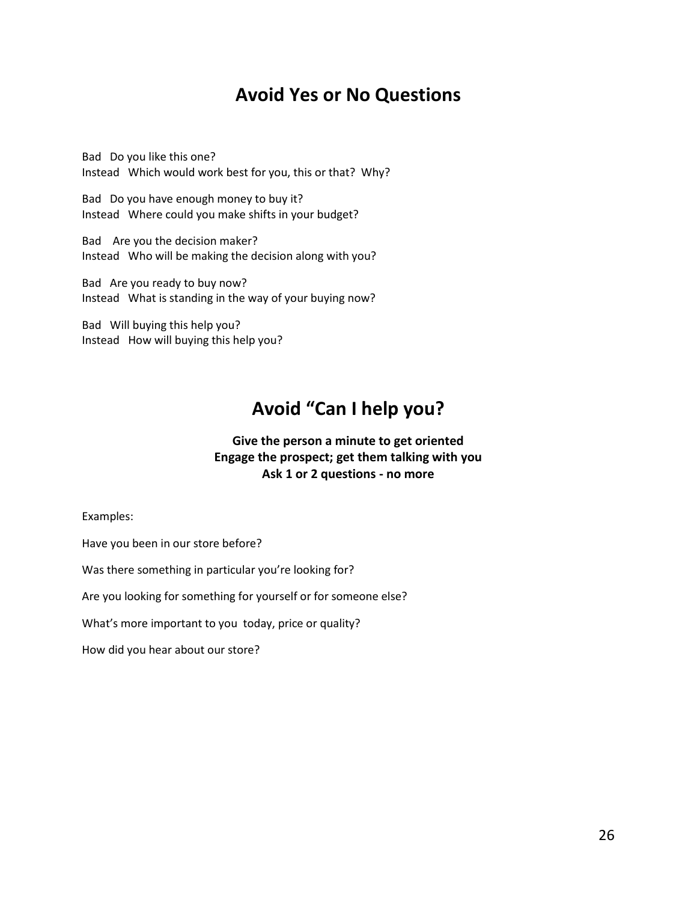## Avoid Yes or No Questions

Bad  Do you like this one?
Instead  Which would work best for you, this or that? Why?

Bad  Do you have enough money to buy it?
Instead  Where could you make shifts in your budget?

Bad  Are you the decision maker?
Instead  Who will be making the decision along with you?

Bad  Are you ready to buy now?
Instead  What is standing in the way of your buying now?

Bad  Will buying this help you?
Instead  How will buying this help you?

## Avoid "Can I help you?

**Give the person a minute to get oriented**
**Engage the prospect; get them talking with you**
**Ask 1 or 2 questions - no more**

Examples:

Have you been in our store before?

Was there something in particular you're looking for?

Are you looking for something for yourself or for someone else?

What's more important to you today, price or quality?

How did you hear about our store?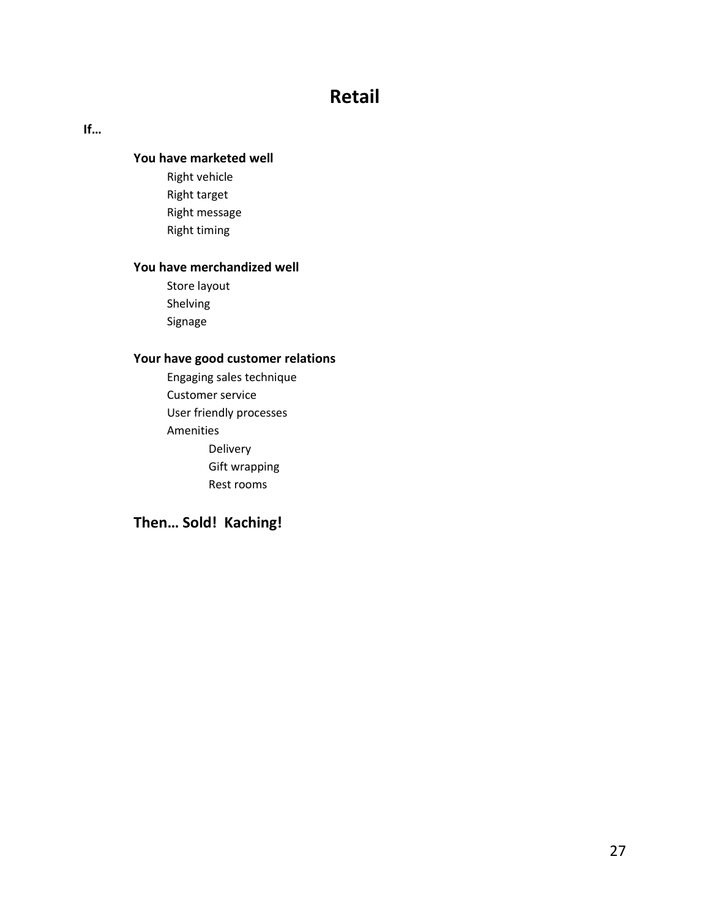# Retail

**If…**

**You have marketed well**

- Right vehicle
- Right target
- Right message
- Right timing

**You have merchandized well**

- Store layout
- Shelving
- Signage

**Your have good customer relations**

- Engaging sales technique
- Customer service
- User friendly processes
- Amenities
  - Delivery
  - Gift wrapping
  - Rest rooms

## Then… Sold!  Kaching!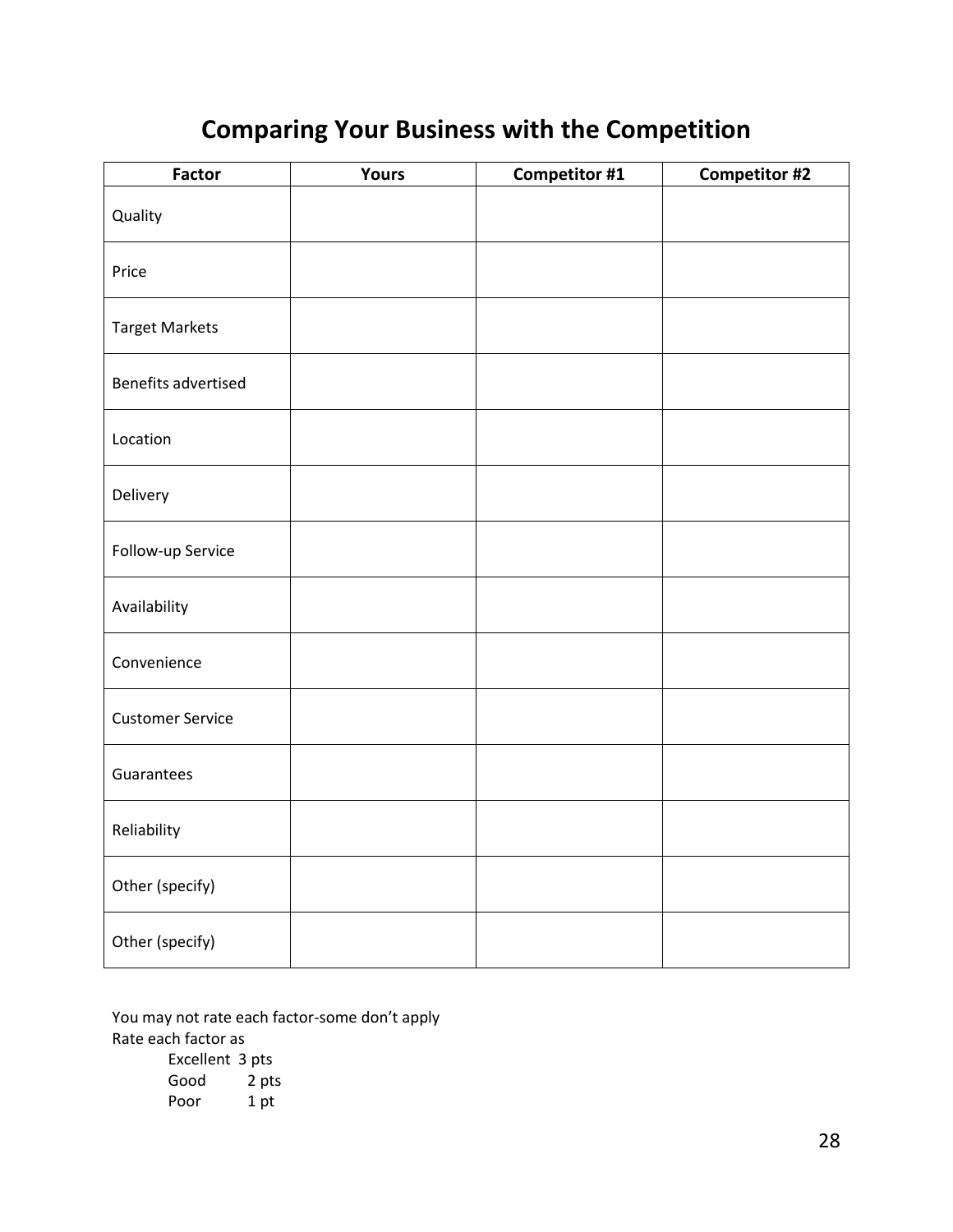# Comparing Your Business with the Competition

| Factor | Yours | Competitor #1 | Competitor #2 |
| --- | --- | --- | --- |
| Quality | | | |
| Price | | | |
| Target Markets | | | |
| Benefits advertised | | | |
| Location | | | |
| Delivery | | | |
| Follow-up Service | | | |
| Availability | | | |
| Convenience | | | |
| Customer Service | | | |
| Guarantees | | | |
| Reliability | | | |
| Other (specify) | | | |
| Other (specify) | | | |

You may not rate each factor-some don't apply
Rate each factor as

- Excellent 3 pts
- Good 2 pts
- Poor 1 pt